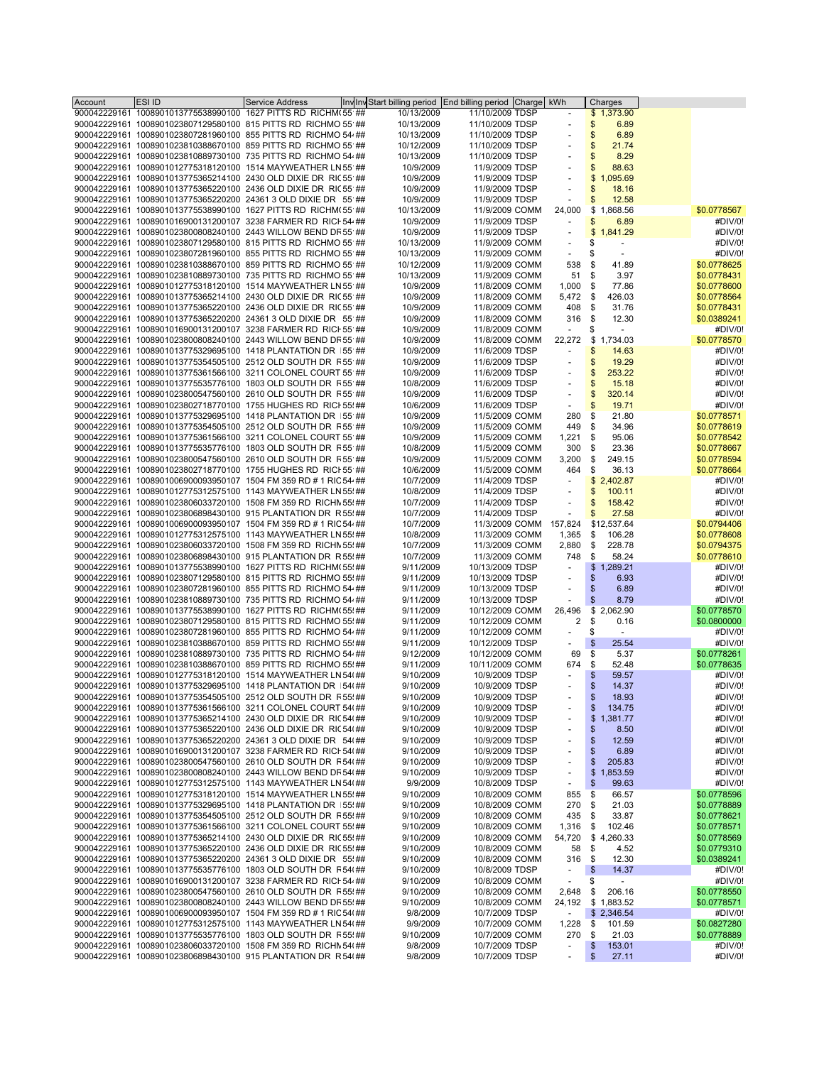| Account | ESI ID | Service Address | Inv | Inv | Start billing period | End billing period | Charge | kWh | Charges | |
|---|---|---|---|---|---|---|---|---|---|---|
| 900042229161 | 1008901013775538990100 | 1627 PITTS RD RICHM | 55 | ## | 10/13/2009 | 11/10/2009 | TDSP | - | $ 1,373.90 | |
| 900042229161 | 1008901023807129580100 | 815 PITTS RD RICHMO | 55 | ## | 10/13/2009 | 11/10/2009 | TDSP | - | $ 6.89 | |
| 900042229161 | 1008901023807281960100 | 855 PITTS RD RICHMO | 54 | ## | 10/13/2009 | 11/10/2009 | TDSP | - | $ 6.89 | |
| 900042229161 | 1008901023810388670100 | 859 PITTS RD RICHMO | 55 | ## | 10/12/2009 | 11/10/2009 | TDSP | - | $ 21.74 | |
| 900042229161 | 1008901023810889730100 | 735 PITTS RD RICHMO | 54 | ## | 10/13/2009 | 11/10/2009 | TDSP | - | $ 8.29 | |
| 900042229161 | 1008901012775318120100 | 1514 MAYWEATHER LN | 55 | ## | 10/9/2009 | 11/9/2009 | TDSP | - | $ 88.63 | |
| 900042229161 | 1008901013775365214100 | 2430 OLD DIXIE DR RIC | 55 | ## | 10/9/2009 | 11/9/2009 | TDSP | - | $ 1,095.69 | |
| 900042229161 | 1008901013775365220100 | 2436 OLD DIXIE DR RIC | 55 | ## | 10/9/2009 | 11/9/2009 | TDSP | - | $ 18.16 | |
| 900042229161 | 1008901013775365220200 | 24361 3 OLD DIXIE DR | 55 | ## | 10/9/2009 | 11/9/2009 | TDSP | - | $ 12.58 | |
| 900042229161 | 1008901013775538990100 | 1627 PITTS RD RICHM | 55 | ## | 10/13/2009 | 11/9/2009 | COMM | 24,000 | $ 1,868.56 | $0.0778567 |
| 900042229161 | 1008901016900131200107 | 3238 FARMER RD RICH | 54 | ## | 10/9/2009 | 11/9/2009 | TDSP | - | $ 6.89 | #DIV/0! |
| 900042229161 | 1008901023800808240100 | 2443 WILLOW BEND DR | 55 | ## | 10/9/2009 | 11/9/2009 | TDSP | - | $ 1,841.29 | #DIV/0! |
| 900042229161 | 1008901023807129580100 | 815 PITTS RD RICHMO | 55 | ## | 10/13/2009 | 11/9/2009 | COMM | - | $ - | #DIV/0! |
| 900042229161 | 1008901023807281960100 | 855 PITTS RD RICHMO | 55 | ## | 10/13/2009 | 11/9/2009 | COMM | - | $ - | #DIV/0! |
| 900042229161 | 1008901023810388670100 | 859 PITTS RD RICHMO | 55 | ## | 10/12/2009 | 11/9/2009 | COMM | 538 | $ 41.89 | $0.0778625 |
| 900042229161 | 1008901023810889730100 | 735 PITTS RD RICHMO | 55 | ## | 10/13/2009 | 11/9/2009 | COMM | 51 | $ 3.97 | $0.0778431 |
| 900042229161 | 1008901012775318120100 | 1514 MAYWEATHER LN | 55 | ## | 10/9/2009 | 11/8/2009 | COMM | 1,000 | $ 77.86 | $0.0778600 |
| 900042229161 | 1008901013775365214100 | 2430 OLD DIXIE DR RIC | 55 | ## | 10/9/2009 | 11/8/2009 | COMM | 5,472 | $ 426.03 | $0.0778564 |
| 900042229161 | 1008901013775365220100 | 2436 OLD DIXIE DR RIC | 55 | ## | 10/9/2009 | 11/8/2009 | COMM | 408 | $ 31.76 | $0.0778431 |
| 900042229161 | 1008901013775365220200 | 24361 3 OLD DIXIE DR | 55 | ## | 10/9/2009 | 11/8/2009 | COMM | 316 | $ 12.30 | $0.0389241 |
| 900042229161 | 1008901016900131200107 | 3238 FARMER RD RICH | 55 | ## | 10/9/2009 | 11/8/2009 | COMM | - | $ - | #DIV/0! |
| 900042229161 | 1008901023800808240100 | 2443 WILLOW BEND DR | 55 | ## | 10/9/2009 | 11/8/2009 | COMM | 22,272 | $ 1,734.03 | $0.0778570 |
| 900042229161 | 1008901013775329695100 | 1418 PLANTATION DR | 55 | ## | 10/9/2009 | 11/6/2009 | TDSP | - | $ 14.63 | #DIV/0! |
| 900042229161 | 1008901013775354505100 | 2512 OLD SOUTH DR R | 55 | ## | 10/9/2009 | 11/6/2009 | TDSP | - | $ 19.29 | #DIV/0! |
| 900042229161 | 1008901013775361566100 | 3211 COLONEL COURT | 55 | ## | 10/9/2009 | 11/6/2009 | TDSP | - | $ 253.22 | #DIV/0! |
| 900042229161 | 1008901013775535776100 | 1803 OLD SOUTH DR R | 55 | ## | 10/8/2009 | 11/6/2009 | TDSP | - | $ 15.18 | #DIV/0! |
| 900042229161 | 1008901023800547560100 | 2610 OLD SOUTH DR R | 55 | ## | 10/9/2009 | 11/6/2009 | TDSP | - | $ 320.14 | #DIV/0! |
| 900042229161 | 1008901023802718770100 | 1755 HUGHES RD RICH | 55 | ## | 10/6/2009 | 11/6/2009 | TDSP | - | $ 19.71 | #DIV/0! |
| 900042229161 | 1008901013775329695100 | 1418 PLANTATION DR | 55 | ## | 10/9/2009 | 11/5/2009 | COMM | 280 | $ 21.80 | $0.0778571 |
| 900042229161 | 1008901013775354505100 | 2512 OLD SOUTH DR R | 55 | ## | 10/9/2009 | 11/5/2009 | COMM | 449 | $ 34.96 | $0.0778619 |
| 900042229161 | 1008901013775361566100 | 3211 COLONEL COURT | 55 | ## | 10/9/2009 | 11/5/2009 | COMM | 1,221 | $ 95.06 | $0.0778542 |
| 900042229161 | 1008901013775535776100 | 1803 OLD SOUTH DR R | 55 | ## | 10/8/2009 | 11/5/2009 | COMM | 300 | $ 23.36 | $0.0778667 |
| 900042229161 | 1008901023800547560100 | 2610 OLD SOUTH DR R | 55 | ## | 10/9/2009 | 11/5/2009 | COMM | 3,200 | $ 249.15 | $0.0778594 |
| 900042229161 | 1008901023802718770100 | 1755 HUGHES RD RICH | 55 | ## | 10/6/2009 | 11/5/2009 | COMM | 464 | $ 36.13 | $0.0778664 |
| 900042229161 | 1008901006900093950107 | 1504 FM 359 RD # 1 RIC | 54 | ## | 10/7/2009 | 11/4/2009 | TDSP | - | $ 2,402.87 | #DIV/0! |
| 900042229161 | 1008901012775312575100 | 1143 MAYWEATHER LN | 55 | ## | 10/8/2009 | 11/4/2009 | TDSP | - | $ 100.11 | #DIV/0! |
| 900042229161 | 1008901023806033720100 | 1508 FM 359 RD RICHM | 55 | ## | 10/7/2009 | 11/4/2009 | TDSP | - | $ 158.42 | #DIV/0! |
| 900042229161 | 1008901023806898430100 | 915 PLANTATION DR R | 55 | ## | 10/7/2009 | 11/4/2009 | TDSP | - | $ 27.58 | #DIV/0! |
| 900042229161 | 1008901006900093950107 | 1504 FM 359 RD # 1 RIC | 54 | ## | 10/7/2009 | 11/3/2009 | COMM | 157,824 | $12,537.64 | $0.0794406 |
| 900042229161 | 1008901012775312575100 | 1143 MAYWEATHER LN | 55 | ## | 10/8/2009 | 11/3/2009 | COMM | 1,365 | $ 106.28 | $0.0778608 |
| 900042229161 | 1008901023806033720100 | 1508 FM 359 RD RICHM | 55 | ## | 10/7/2009 | 11/3/2009 | COMM | 2,880 | $ 228.78 | $0.0794375 |
| 900042229161 | 1008901023806898430100 | 915 PLANTATION DR R | 55 | ## | 10/7/2009 | 11/3/2009 | COMM | 748 | $ 58.24 | $0.0778610 |
| 900042229161 | 1008901013775538990100 | 1627 PITTS RD RICHM | 55 | ## | 9/11/2009 | 10/13/2009 | TDSP | - | $ 1,289.21 | #DIV/0! |
| 900042229161 | 1008901023807129580100 | 815 PITTS RD RICHMO | 55 | ## | 9/11/2009 | 10/13/2009 | TDSP | - | $ 6.93 | #DIV/0! |
| 900042229161 | 1008901023807281960100 | 855 PITTS RD RICHMO | 54 | ## | 9/11/2009 | 10/13/2009 | TDSP | - | $ 6.89 | #DIV/0! |
| 900042229161 | 1008901023810889730100 | 735 PITTS RD RICHMO | 54 | ## | 9/11/2009 | 10/13/2009 | TDSP | - | $ 8.79 | #DIV/0! |
| 900042229161 | 1008901013775538990100 | 1627 PITTS RD RICHM | 55 | ## | 9/11/2009 | 10/12/2009 | COMM | 26,496 | $ 2,062.90 | $0.0778570 |
| 900042229161 | 1008901023807129580100 | 815 PITTS RD RICHMO | 55 | ## | 9/11/2009 | 10/12/2009 | COMM | 2 | $ 0.16 | $0.0800000 |
| 900042229161 | 1008901023807281960100 | 855 PITTS RD RICHMO | 54 | ## | 9/11/2009 | 10/12/2009 | COMM | - | $ - | #DIV/0! |
| 900042229161 | 1008901023810388670100 | 859 PITTS RD RICHMO | 55 | ## | 9/11/2009 | 10/12/2009 | TDSP | - | $ 25.54 | #DIV/0! |
| 900042229161 | 1008901023810889730100 | 735 PITTS RD RICHMO | 54 | ## | 9/12/2009 | 10/12/2009 | COMM | 69 | $ 5.37 | $0.0778261 |
| 900042229161 | 1008901023810388670100 | 859 PITTS RD RICHMO | 55 | ## | 9/11/2009 | 10/11/2009 | COMM | 674 | $ 52.48 | $0.0778635 |
| 900042229161 | 1008901012775318120100 | 1514 MAYWEATHER LN | 54 | ## | 9/10/2009 | 10/9/2009 | TDSP | - | $ 59.57 | #DIV/0! |
| 900042229161 | 1008901013775329695100 | 1418 PLANTATION DR | 54 | ## | 9/10/2009 | 10/9/2009 | TDSP | - | $ 14.37 | #DIV/0! |
| 900042229161 | 1008901013775354505100 | 2512 OLD SOUTH DR R | 55 | ## | 9/10/2009 | 10/9/2009 | TDSP | - | $ 18.93 | #DIV/0! |
| 900042229161 | 1008901013775361566100 | 3211 COLONEL COURT | 54 | ## | 9/10/2009 | 10/9/2009 | TDSP | - | $ 134.75 | #DIV/0! |
| 900042229161 | 1008901013775365214100 | 2430 OLD DIXIE DR RIC | 54 | ## | 9/10/2009 | 10/9/2009 | TDSP | - | $ 1,381.77 | #DIV/0! |
| 900042229161 | 1008901013775365220100 | 2436 OLD DIXIE DR RIC | 54 | ## | 9/10/2009 | 10/9/2009 | TDSP | - | $ 8.50 | #DIV/0! |
| 900042229161 | 1008901013775365220200 | 24361 3 OLD DIXIE DR | 54 | ## | 9/10/2009 | 10/9/2009 | TDSP | - | $ 12.59 | #DIV/0! |
| 900042229161 | 1008901016900131200107 | 3238 FARMER RD RICH | 54 | ## | 9/10/2009 | 10/9/2009 | TDSP | - | $ 6.89 | #DIV/0! |
| 900042229161 | 1008901023800547560100 | 2610 OLD SOUTH DR R | 54 | ## | 9/10/2009 | 10/9/2009 | TDSP | - | $ 205.83 | #DIV/0! |
| 900042229161 | 1008901023800808240100 | 2443 WILLOW BEND DR | 54 | ## | 9/10/2009 | 10/9/2009 | TDSP | - | $ 1,853.59 | #DIV/0! |
| 900042229161 | 1008901012775312575100 | 1143 MAYWEATHER LN | 54 | ## | 9/9/2009 | 10/8/2009 | TDSP | - | $ 99.63 | #DIV/0! |
| 900042229161 | 1008901012775318120100 | 1514 MAYWEATHER LN | 55 | ## | 9/10/2009 | 10/8/2009 | COMM | 855 | $ 66.57 | $0.0778596 |
| 900042229161 | 1008901013775329695100 | 1418 PLANTATION DR | 55 | ## | 9/10/2009 | 10/8/2009 | COMM | 270 | $ 21.03 | $0.0778889 |
| 900042229161 | 1008901013775354505100 | 2512 OLD SOUTH DR R | 55 | ## | 9/10/2009 | 10/8/2009 | COMM | 435 | $ 33.87 | $0.0778621 |
| 900042229161 | 1008901013775361566100 | 3211 COLONEL COURT | 55 | ## | 9/10/2009 | 10/8/2009 | COMM | 1,316 | $ 102.46 | $0.0778571 |
| 900042229161 | 1008901013775365214100 | 2430 OLD DIXIE DR RIC | 55 | ## | 9/10/2009 | 10/8/2009 | COMM | 54,720 | $ 4,260.33 | $0.0778569 |
| 900042229161 | 1008901013775365220100 | 2436 OLD DIXIE DR RIC | 55 | ## | 9/10/2009 | 10/8/2009 | COMM | 58 | $ 4.52 | $0.0779310 |
| 900042229161 | 1008901013775365220200 | 24361 3 OLD DIXIE DR | 55 | ## | 9/10/2009 | 10/8/2009 | COMM | 316 | $ 12.30 | $0.0389241 |
| 900042229161 | 1008901013775535776100 | 1803 OLD SOUTH DR R | 54 | ## | 9/10/2009 | 10/8/2009 | TDSP | - | $ 14.37 | #DIV/0! |
| 900042229161 | 1008901016900131200107 | 3238 FARMER RD RICH | 54 | ## | 9/10/2009 | 10/8/2009 | COMM | - | $ - | #DIV/0! |
| 900042229161 | 1008901023800547560100 | 2610 OLD SOUTH DR R | 55 | ## | 9/10/2009 | 10/8/2009 | COMM | 2,648 | $ 206.16 | $0.0778550 |
| 900042229161 | 1008901023800808240100 | 2443 WILLOW BEND DR | 55 | ## | 9/10/2009 | 10/8/2009 | COMM | 24,192 | $ 1,883.52 | $0.0778571 |
| 900042229161 | 1008901006900093950107 | 1504 FM 359 RD # 1 RIC | 54 | ## | 9/8/2009 | 10/7/2009 | TDSP | - | $ 2,346.54 | #DIV/0! |
| 900042229161 | 1008901012775312575100 | 1143 MAYWEATHER LN | 55 | ## | 9/9/2009 | 10/7/2009 | COMM | 1,228 | $ 101.59 | $0.0827280 |
| 900042229161 | 1008901013775535776100 | 1803 OLD SOUTH DR R | 55 | ## | 9/10/2009 | 10/7/2009 | COMM | 270 | $ 21.03 | $0.0778889 |
| 900042229161 | 1008901023806033720100 | 1508 FM 359 RD RICHM | 54 | ## | 9/8/2009 | 10/7/2009 | TDSP | - | $ 153.01 | #DIV/0! |
| 900042229161 | 1008901023806898430100 | 915 PLANTATION DR R | 54 | ## | 9/8/2009 | 10/7/2009 | TDSP | - | $ 27.11 | #DIV/0! |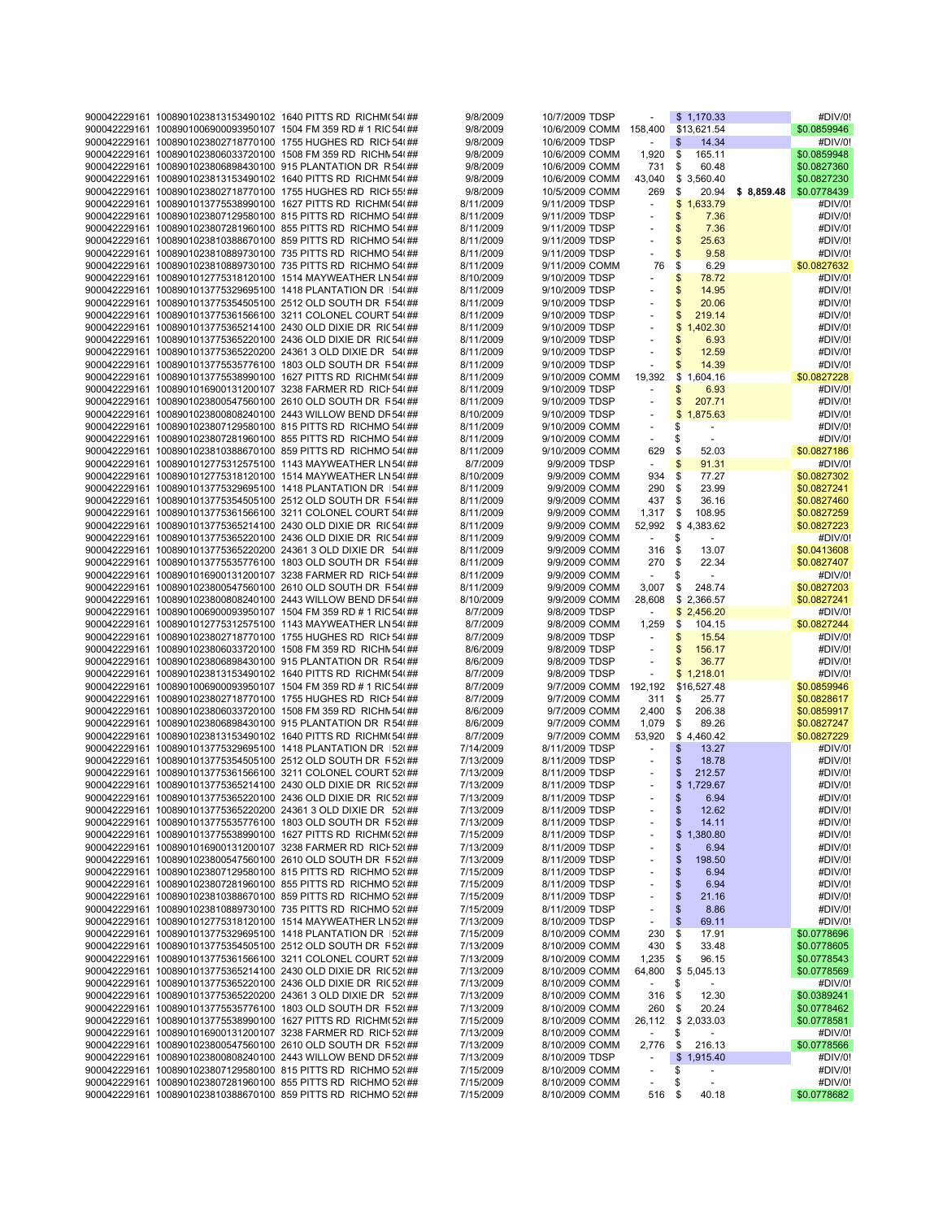| | | | | | | | | | |
|---|---|---|---|---|---|---|---|---|---|
| 900042229161 | 1008901023813153490102 | 1640 PITTS RD RICHM(54(## | 9/8/2009 | 10/7/2009 | TDSP | - | $ 1,170.33 | | #DIV/0! |
| 900042229161 | 1008901006900093950107 | 1504 FM 359 RD # 1 RIC54(## | 9/8/2009 | 10/6/2009 | COMM | 158,400 | $13,621.54 | | $0.0859946 |
| 900042229161 | 1008901023802718770100 | 1755 HUGHES RD RICH54(## | 9/8/2009 | 10/6/2009 | TDSP | - | $ 14.34 | | #DIV/0! |
| 900042229161 | 1008901023806033720100 | 1508 FM 359 RD RICHN54(## | 9/8/2009 | 10/6/2009 | COMM | 1,920 | $ 165.11 | | $0.0859948 |
| 900042229161 | 1008901023806898430100 | 915 PLANTATION DR R54(## | 9/8/2009 | 10/6/2009 | COMM | 731 | $ 60.48 | | $0.0827360 |
| 900042229161 | 1008901023813153490102 | 1640 PITTS RD RICHM(54(## | 9/8/2009 | 10/6/2009 | COMM | 43,040 | $ 3,560.40 | | $0.0827230 |
| 900042229161 | 1008901023802718770100 | 1755 HUGHES RD RICH55(## | 9/8/2009 | 10/5/2009 | COMM | 269 | $ 20.94 | $ 8,859.48 | $0.0778439 |
| 900042229161 | 1008901013775538990100 | 1627 PITTS RD RICHM(54(## | 8/11/2009 | 9/11/2009 | TDSP | - | $ 1,633.79 | | #DIV/0! |
| 900042229161 | 1008901023807129580100 | 815 PITTS RD RICHMO 54(## | 8/11/2009 | 9/11/2009 | TDSP | - | $ 7.36 | | #DIV/0! |
| 900042229161 | 1008901023807281960100 | 855 PITTS RD RICHMO 54(## | 8/11/2009 | 9/11/2009 | TDSP | - | $ 7.36 | | #DIV/0! |
| 900042229161 | 1008901023810388670100 | 859 PITTS RD RICHMO 54(## | 8/11/2009 | 9/11/2009 | TDSP | - | $ 25.63 | | #DIV/0! |
| 900042229161 | 1008901023810889730100 | 735 PITTS RD RICHMO 54(## | 8/11/2009 | 9/11/2009 | TDSP | - | $ 9.58 | | #DIV/0! |
| 900042229161 | 1008901023810889730100 | 735 PITTS RD RICHMO 54(## | 8/11/2009 | 9/11/2009 | COMM | 76 | $ 6.29 | | $0.0827632 |
| 900042229161 | 1008901012775318120100 | 1514 MAYWEATHER LN 54(## | 8/10/2009 | 9/10/2009 | TDSP | - | $ 78.72 | | #DIV/0! |
| 900042229161 | 1008901013775329695100 | 1418 PLANTATION DR 54(## | 8/11/2009 | 9/10/2009 | TDSP | - | $ 14.95 | | #DIV/0! |
| 900042229161 | 1008901013775354505100 | 2512 OLD SOUTH DR F54(## | 8/11/2009 | 9/10/2009 | TDSP | - | $ 20.06 | | #DIV/0! |
| 900042229161 | 1008901013775361566100 | 3211 COLONEL COURT 54(## | 8/11/2009 | 9/10/2009 | TDSP | - | $ 219.14 | | #DIV/0! |
| 900042229161 | 1008901013775365214100 | 2430 OLD DIXIE DR RIC54(## | 8/11/2009 | 9/10/2009 | TDSP | - | $ 1,402.30 | | #DIV/0! |
| 900042229161 | 1008901013775365220100 | 2436 OLD DIXIE DR RIC54(## | 8/11/2009 | 9/10/2009 | TDSP | - | $ 6.93 | | #DIV/0! |
| 900042229161 | 1008901013775365220200 | 24361 3 OLD DIXIE DR 54(## | 8/11/2009 | 9/10/2009 | TDSP | - | $ 12.59 | | #DIV/0! |
| 900042229161 | 1008901013775535776100 | 1803 OLD SOUTH DR F54(## | 8/11/2009 | 9/10/2009 | TDSP | - | $ 14.39 | | #DIV/0! |
| 900042229161 | 1008901013775538990100 | 1627 PITTS RD RICHM(54(## | 8/11/2009 | 9/10/2009 | COMM | 19,392 | $ 1,604.16 | | $0.0827228 |
| 900042229161 | 1008901016900131200107 | 3238 FARMER RD RICH54(## | 8/11/2009 | 9/10/2009 | TDSP | - | $ 6.93 | | #DIV/0! |
| 900042229161 | 1008901023800547560100 | 2610 OLD SOUTH DR F54(## | 8/11/2009 | 9/10/2009 | TDSP | - | $ 207.71 | | #DIV/0! |
| 900042229161 | 1008901023800808240100 | 2443 WILLOW BEND DF54(## | 8/10/2009 | 9/10/2009 | TDSP | - | $ 1,875.63 | | #DIV/0! |
| 900042229161 | 1008901023807129580100 | 815 PITTS RD RICHMO 54(## | 8/11/2009 | 9/10/2009 | COMM | - | $ - | | #DIV/0! |
| 900042229161 | 1008901023807281960100 | 855 PITTS RD RICHMO 54(## | 8/11/2009 | 9/10/2009 | COMM | - | $ - | | #DIV/0! |
| 900042229161 | 1008901023810388670100 | 859 PITTS RD RICHMO 54(## | 8/11/2009 | 9/10/2009 | COMM | 629 | $ 52.03 | | $0.0827186 |
| 900042229161 | 1008901012775312575100 | 1143 MAYWEATHER LN 54(## | 8/7/2009 | 9/9/2009 | TDSP | - | $ 91.31 | | #DIV/0! |
| 900042229161 | 1008901012775318120100 | 1514 MAYWEATHER LN 54(## | 8/10/2009 | 9/9/2009 | COMM | 934 | $ 77.27 | | $0.0827302 |
| 900042229161 | 1008901013775329695100 | 1418 PLANTATION DR 54(## | 8/11/2009 | 9/9/2009 | COMM | 290 | $ 23.99 | | $0.0827241 |
| 900042229161 | 1008901013775354505100 | 2512 OLD SOUTH DR F54(## | 8/11/2009 | 9/9/2009 | COMM | 437 | $ 36.16 | | $0.0827460 |
| 900042229161 | 1008901013775361566100 | 3211 COLONEL COURT 54(## | 8/11/2009 | 9/9/2009 | COMM | 1,317 | $ 108.95 | | $0.0827259 |
| 900042229161 | 1008901013775365214100 | 2430 OLD DIXIE DR RIC54(## | 8/11/2009 | 9/9/2009 | COMM | 52,992 | $ 4,383.62 | | $0.0827223 |
| 900042229161 | 1008901013775365220100 | 2436 OLD DIXIE DR RIC54(## | 8/11/2009 | 9/9/2009 | COMM | - | $ - | | #DIV/0! |
| 900042229161 | 1008901013775365220200 | 24361 3 OLD DIXIE DR 54(## | 8/11/2009 | 9/9/2009 | COMM | 316 | $ 13.07 | | $0.0413608 |
| 900042229161 | 1008901013775535776100 | 1803 OLD SOUTH DR F54(## | 8/11/2009 | 9/9/2009 | COMM | 270 | $ 22.34 | | $0.0827407 |
| 900042229161 | 1008901016900131200107 | 3238 FARMER RD RICH54(## | 8/11/2009 | 9/9/2009 | COMM | - | $ - | | #DIV/0! |
| 900042229161 | 1008901023800547560100 | 2610 OLD SOUTH DR F54(## | 8/11/2009 | 9/9/2009 | COMM | 3,007 | $ 248.74 | | $0.0827203 |
| 900042229161 | 1008901023800808240100 | 2443 WILLOW BEND DF54(## | 8/10/2009 | 9/9/2009 | COMM | 28,608 | $ 2,366.57 | | $0.0827241 |
| 900042229161 | 1008901006900093950107 | 1504 FM 359 RD # 1 RIC54(## | 8/7/2009 | 9/8/2009 | TDSP | - | $ 2,456.20 | | #DIV/0! |
| 900042229161 | 1008901012775312575100 | 1143 MAYWEATHER LN 54(## | 8/7/2009 | 9/8/2009 | COMM | 1,259 | $ 104.15 | | $0.0827244 |
| 900042229161 | 1008901023802718770100 | 1755 HUGHES RD RICH54(## | 8/7/2009 | 9/8/2009 | TDSP | - | $ 15.54 | | #DIV/0! |
| 900042229161 | 1008901023806033720100 | 1508 FM 359 RD RICHN54(## | 8/6/2009 | 9/8/2009 | TDSP | - | $ 156.17 | | #DIV/0! |
| 900042229161 | 1008901023806898430100 | 915 PLANTATION DR R54(## | 8/6/2009 | 9/8/2009 | TDSP | - | $ 36.77 | | #DIV/0! |
| 900042229161 | 1008901023813153490102 | 1640 PITTS RD RICHM(54(## | 8/7/2009 | 9/8/2009 | TDSP | - | $ 1,218.01 | | #DIV/0! |
| 900042229161 | 1008901006900093950107 | 1504 FM 359 RD # 1 RIC54(## | 8/7/2009 | 9/7/2009 | COMM | 192,192 | $16,527.48 | | $0.0859946 |
| 900042229161 | 1008901023802718770100 | 1755 HUGHES RD RICH54(## | 8/7/2009 | 9/7/2009 | COMM | 311 | $ 25.77 | | $0.0828617 |
| 900042229161 | 1008901023806033720100 | 1508 FM 359 RD RICHN54(## | 8/6/2009 | 9/7/2009 | COMM | 2,400 | $ 206.38 | | $0.0859917 |
| 900042229161 | 1008901023806898430100 | 915 PLANTATION DR R54(## | 8/6/2009 | 9/7/2009 | COMM | 1,079 | $ 89.26 | | $0.0827247 |
| 900042229161 | 1008901023813153490102 | 1640 PITTS RD RICHM(54(## | 8/7/2009 | 9/7/2009 | COMM | 53,920 | $ 4,460.42 | | $0.0827229 |
| 900042229161 | 1008901013775329695100 | 1418 PLANTATION DR 52(## | 7/14/2009 | 8/11/2009 | TDSP | - | $ 13.27 | | #DIV/0! |
| 900042229161 | 1008901013775354505100 | 2512 OLD SOUTH DR F52(## | 7/13/2009 | 8/11/2009 | TDSP | - | $ 18.78 | | #DIV/0! |
| 900042229161 | 1008901013775361566100 | 3211 COLONEL COURT 52(## | 7/13/2009 | 8/11/2009 | TDSP | - | $ 212.57 | | #DIV/0! |
| 900042229161 | 1008901013775365214100 | 2430 OLD DIXIE DR RIC52(## | 7/13/2009 | 8/11/2009 | TDSP | - | $ 1,729.67 | | #DIV/0! |
| 900042229161 | 1008901013775365220100 | 2436 OLD DIXIE DR RIC52(## | 7/13/2009 | 8/11/2009 | TDSP | - | $ 6.94 | | #DIV/0! |
| 900042229161 | 1008901013775365220200 | 24361 3 OLD DIXIE DR 52(## | 7/13/2009 | 8/11/2009 | TDSP | - | $ 12.62 | | #DIV/0! |
| 900042229161 | 1008901013775535776100 | 1803 OLD SOUTH DR F52(## | 7/13/2009 | 8/11/2009 | TDSP | - | $ 14.11 | | #DIV/0! |
| 900042229161 | 1008901013775538990100 | 1627 PITTS RD RICHM(52(## | 7/15/2009 | 8/11/2009 | TDSP | - | $ 1,380.80 | | #DIV/0! |
| 900042229161 | 1008901016900131200107 | 3238 FARMER RD RICH52(## | 7/13/2009 | 8/11/2009 | TDSP | - | $ 6.94 | | #DIV/0! |
| 900042229161 | 1008901023800547560100 | 2610 OLD SOUTH DR F52(## | 7/13/2009 | 8/11/2009 | TDSP | - | $ 198.50 | | #DIV/0! |
| 900042229161 | 1008901023807129580100 | 815 PITTS RD RICHMO 52(## | 7/15/2009 | 8/11/2009 | TDSP | - | $ 6.94 | | #DIV/0! |
| 900042229161 | 1008901023807281960100 | 855 PITTS RD RICHMO 52(## | 7/15/2009 | 8/11/2009 | TDSP | - | $ 6.94 | | #DIV/0! |
| 900042229161 | 1008901023810388670100 | 859 PITTS RD RICHMO 52(## | 7/15/2009 | 8/11/2009 | TDSP | - | $ 21.16 | | #DIV/0! |
| 900042229161 | 1008901023810889730100 | 735 PITTS RD RICHMO 52(## | 7/15/2009 | 8/11/2009 | TDSP | - | $ 8.86 | | #DIV/0! |
| 900042229161 | 1008901012775318120100 | 1514 MAYWEATHER LN 52(## | 7/13/2009 | 8/10/2009 | TDSP | - | $ 69.11 | | #DIV/0! |
| 900042229161 | 1008901013775329695100 | 1418 PLANTATION DR 52(## | 7/14/2009 | 8/10/2009 | COMM | 230 | $ 17.91 | | $0.0778696 |
| 900042229161 | 1008901013775354505100 | 2512 OLD SOUTH DR F52(## | 7/13/2009 | 8/10/2009 | COMM | 430 | $ 33.48 | | $0.0778605 |
| 900042229161 | 1008901013775361566100 | 3211 COLONEL COURT 52(## | 7/13/2009 | 8/10/2009 | COMM | 1,235 | $ 96.15 | | $0.0778543 |
| 900042229161 | 1008901013775365214100 | 2430 OLD DIXIE DR RIC52(## | 7/13/2009 | 8/10/2009 | COMM | 64,800 | $ 5,045.13 | | $0.0778569 |
| 900042229161 | 1008901013775365220100 | 2436 OLD DIXIE DR RIC52(## | 7/13/2009 | 8/10/2009 | COMM | - | $ - | | #DIV/0! |
| 900042229161 | 1008901013775365220200 | 24361 3 OLD DIXIE DR 52(## | 7/13/2009 | 8/10/2009 | COMM | 316 | $ 12.30 | | $0.0389241 |
| 900042229161 | 1008901013775535776100 | 1803 OLD SOUTH DR F52(## | 7/13/2009 | 8/10/2009 | COMM | 260 | $ 20.24 | | $0.0778462 |
| 900042229161 | 1008901013775538990100 | 1627 PITTS RD RICHM(52(## | 7/15/2009 | 8/10/2009 | COMM | 26,112 | $ 2,033.03 | | $0.0778581 |
| 900042229161 | 1008901016900131200107 | 3238 FARMER RD RICH52(## | 7/13/2009 | 8/10/2009 | COMM | - | $ - | | #DIV/0! |
| 900042229161 | 1008901023800547560100 | 2610 OLD SOUTH DR F52(## | 7/13/2009 | 8/10/2009 | COMM | 2,776 | $ 216.13 | | $0.0778566 |
| 900042229161 | 1008901023800808240100 | 2443 WILLOW BEND DF52(## | 7/13/2009 | 8/10/2009 | TDSP | - | $ 1,915.40 | | #DIV/0! |
| 900042229161 | 1008901023807129580100 | 815 PITTS RD RICHMO 52(## | 7/15/2009 | 8/10/2009 | COMM | - | $ - | | #DIV/0! |
| 900042229161 | 1008901023807281960100 | 855 PITTS RD RICHMO 52(## | 7/15/2009 | 8/10/2009 | COMM | - | $ - | | #DIV/0! |
| 900042229161 | 1008901023810388670100 | 859 PITTS RD RICHMO 52(## | 7/15/2009 | 8/10/2009 | COMM | 516 | $ 40.18 | | $0.0778682 |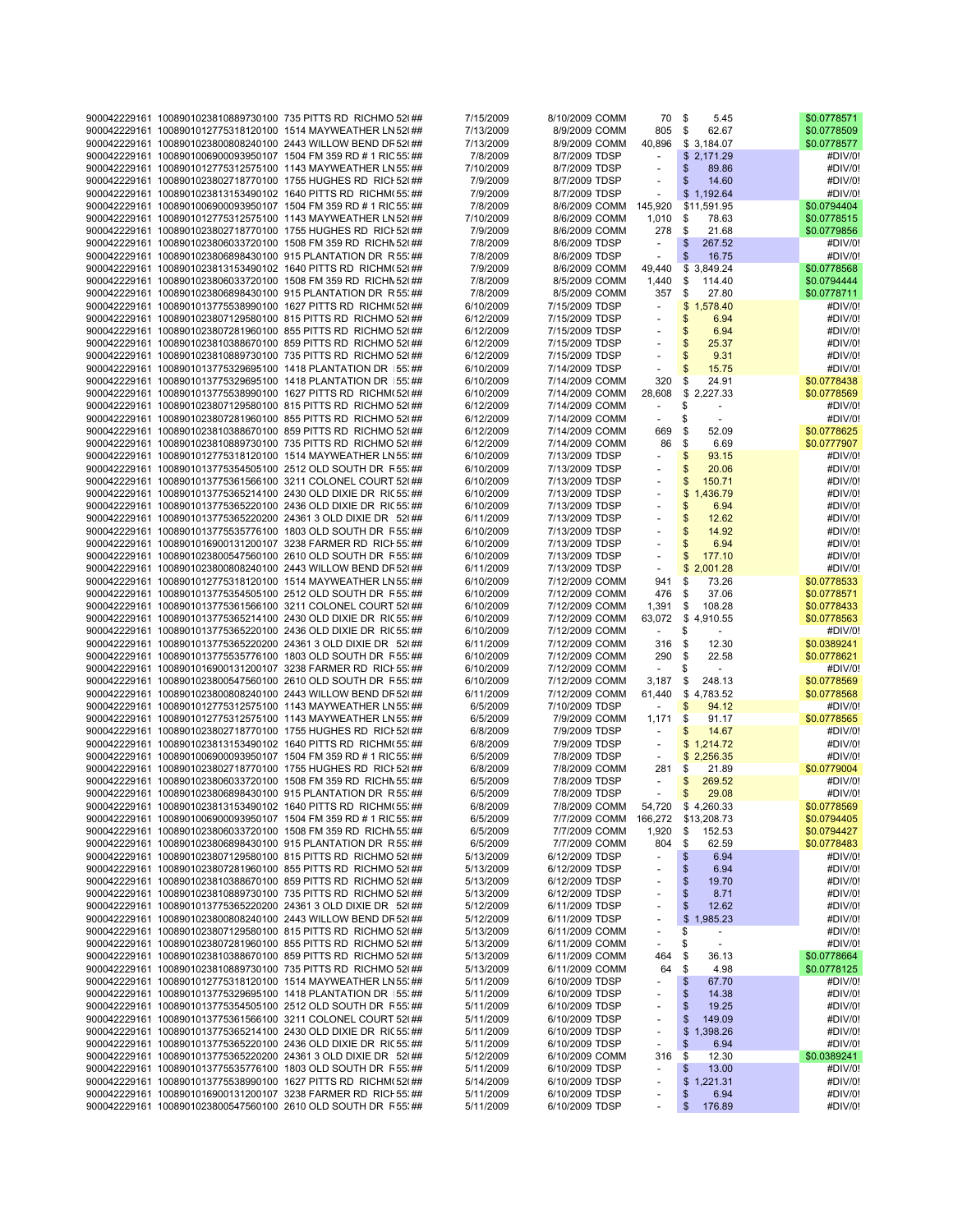| | | | | | | | | |
|---|---|---|---|---|---|---|---|---|
| 900042229161 | 1008901023810889730100 | 735 PITTS RD RICHMO 52( ## | 7/15/2009 | 8/10/2009 | COMM | 70 | $ 5.45 | $0.0778571 |
| 900042229161 | 1008901012775318120100 | 1514 MAYWEATHER LN 52( ## | 7/13/2009 | 8/9/2009 | COMM | 805 | $ 62.67 | $0.0778509 |
| 900042229161 | 1008901023800808240100 | 2443 WILLOW BEND DF 52( ## | 7/13/2009 | 8/9/2009 | COMM | 40,896 | $ 3,184.07 | $0.0778577 |
| 900042229161 | 1008901006900093950107 | 1504 FM 359 RD # 1 RIC 55( ## | 7/8/2009 | 8/7/2009 | TDSP | - | $ 2,171.29 | #DIV/0! |
| 900042229161 | 1008901012775312575100 | 1143 MAYWEATHER LN 55( ## | 7/10/2009 | 8/7/2009 | TDSP | - | $ 89.86 | #DIV/0! |
| 900042229161 | 1008901023802718770100 | 1755 HUGHES RD RICH 52( ## | 7/9/2009 | 8/7/2009 | TDSP | - | $ 14.60 | #DIV/0! |
| 900042229161 | 1008901023813153490102 | 1640 PITTS RD RICHM( 55( ## | 7/9/2009 | 8/7/2009 | TDSP | - | $ 1,192.64 | #DIV/0! |
| 900042229161 | 1008901006900093950107 | 1504 FM 359 RD # 1 RIC 55( ## | 7/8/2009 | 8/6/2009 | COMM | 145,920 | $11,591.95 | $0.0794404 |
| 900042229161 | 1008901012775312575100 | 1143 MAYWEATHER LN 52( ## | 7/10/2009 | 8/6/2009 | COMM | 1,010 | $ 78.63 | $0.0778515 |
| 900042229161 | 1008901023802718770100 | 1755 HUGHES RD RICH 52( ## | 7/9/2009 | 8/6/2009 | COMM | 278 | $ 21.68 | $0.0779856 |
| 900042229161 | 1008901023806033720100 | 1508 FM 359 RD RICHN 52( ## | 7/8/2009 | 8/6/2009 | TDSP | - | $ 267.52 | #DIV/0! |
| 900042229161 | 1008901023806898430100 | 915 PLANTATION DR R 55( ## | 7/8/2009 | 8/6/2009 | TDSP | - | $ 16.75 | #DIV/0! |
| 900042229161 | 1008901023813153490102 | 1640 PITTS RD RICHM( 52( ## | 7/9/2009 | 8/6/2009 | COMM | 49,440 | $ 3,849.24 | $0.0778568 |
| 900042229161 | 1008901023806033720100 | 1508 FM 359 RD RICHN 52( ## | 7/8/2009 | 8/5/2009 | COMM | 1,440 | $ 114.40 | $0.0794444 |
| 900042229161 | 1008901023806898430100 | 915 PLANTATION DR R 55( ## | 7/8/2009 | 8/5/2009 | COMM | 357 | $ 27.80 | $0.0778711 |
| 900042229161 | 1008901013775538990100 | 1627 PITTS RD RICHM( 52( ## | 6/10/2009 | 7/15/2009 | TDSP | - | $ 1,578.40 | #DIV/0! |
| 900042229161 | 1008901023807129580100 | 815 PITTS RD RICHMO 52( ## | 6/12/2009 | 7/15/2009 | TDSP | - | $ 6.94 | #DIV/0! |
| 900042229161 | 1008901023807281960100 | 855 PITTS RD RICHMO 52( ## | 6/12/2009 | 7/15/2009 | TDSP | - | $ 6.94 | #DIV/0! |
| 900042229161 | 1008901023810388670100 | 859 PITTS RD RICHMO 52( ## | 6/12/2009 | 7/15/2009 | TDSP | - | $ 25.37 | #DIV/0! |
| 900042229161 | 1008901023810889730100 | 735 PITTS RD RICHMO 52( ## | 6/12/2009 | 7/15/2009 | TDSP | - | $ 9.31 | #DIV/0! |
| 900042229161 | 1008901013775329695100 | 1418 PLANTATION DR 55( ## | 6/10/2009 | 7/14/2009 | TDSP | - | $ 15.75 | #DIV/0! |
| 900042229161 | 1008901013775329695100 | 1418 PLANTATION DR 55( ## | 6/10/2009 | 7/14/2009 | COMM | 320 | $ 24.91 | $0.0778438 |
| 900042229161 | 1008901013775538990100 | 1627 PITTS RD RICHM( 52( ## | 6/10/2009 | 7/14/2009 | COMM | 28,608 | $ 2,227.33 | $0.0778569 |
| 900042229161 | 1008901023807129580100 | 815 PITTS RD RICHMO 52( ## | 6/12/2009 | 7/14/2009 | COMM | - | $ - | #DIV/0! |
| 900042229161 | 1008901023807281960100 | 855 PITTS RD RICHMO 52( ## | 6/12/2009 | 7/14/2009 | COMM | - | $ - | #DIV/0! |
| 900042229161 | 1008901023810388670100 | 859 PITTS RD RICHMO 52( ## | 6/12/2009 | 7/14/2009 | COMM | 669 | $ 52.09 | $0.0778625 |
| 900042229161 | 1008901023810889730100 | 735 PITTS RD RICHMO 52( ## | 6/12/2009 | 7/14/2009 | COMM | 86 | $ 6.69 | $0.0777907 |
| 900042229161 | 1008901012775318120100 | 1514 MAYWEATHER LN 55( ## | 6/10/2009 | 7/13/2009 | TDSP | - | $ 93.15 | #DIV/0! |
| 900042229161 | 1008901013775354505100 | 2512 OLD SOUTH DR R 55( ## | 6/10/2009 | 7/13/2009 | TDSP | - | $ 20.06 | #DIV/0! |
| 900042229161 | 1008901013775361566100 | 3211 COLONEL COURT 52( ## | 6/10/2009 | 7/13/2009 | TDSP | - | $ 150.71 | #DIV/0! |
| 900042229161 | 1008901013775365214100 | 2430 OLD DIXIE DR RIC 55( ## | 6/10/2009 | 7/13/2009 | TDSP | - | $ 1,436.79 | #DIV/0! |
| 900042229161 | 1008901013775365220100 | 2436 OLD DIXIE DR RIC 55( ## | 6/10/2009 | 7/13/2009 | TDSP | - | $ 6.94 | #DIV/0! |
| 900042229161 | 1008901013775365220200 | 24361 3 OLD DIXIE DR 52( ## | 6/11/2009 | 7/13/2009 | TDSP | - | $ 12.62 | #DIV/0! |
| 900042229161 | 1008901013775535776100 | 1803 OLD SOUTH DR R 55( ## | 6/10/2009 | 7/13/2009 | TDSP | - | $ 14.92 | #DIV/0! |
| 900042229161 | 1008901016900131200107 | 3238 FARMER RD RICH 55( ## | 6/10/2009 | 7/13/2009 | TDSP | - | $ 6.94 | #DIV/0! |
| 900042229161 | 1008901023800547560100 | 2610 OLD SOUTH DR R 55( ## | 6/10/2009 | 7/13/2009 | TDSP | - | $ 177.10 | #DIV/0! |
| 900042229161 | 1008901023800808240100 | 2443 WILLOW BEND DF 52( ## | 6/11/2009 | 7/13/2009 | TDSP | - | $ 2,001.28 | #DIV/0! |
| 900042229161 | 1008901012775318120100 | 1514 MAYWEATHER LN 55( ## | 6/10/2009 | 7/12/2009 | COMM | 941 | $ 73.26 | $0.0778533 |
| 900042229161 | 1008901013775354505100 | 2512 OLD SOUTH DR R 55( ## | 6/10/2009 | 7/12/2009 | COMM | 476 | $ 37.06 | $0.0778571 |
| 900042229161 | 1008901013775361566100 | 3211 COLONEL COURT 52( ## | 6/10/2009 | 7/12/2009 | COMM | 1,391 | $ 108.28 | $0.0778433 |
| 900042229161 | 1008901013775365214100 | 2430 OLD DIXIE DR RIC 55( ## | 6/10/2009 | 7/12/2009 | COMM | 63,072 | $ 4,910.55 | $0.0778563 |
| 900042229161 | 1008901013775365220100 | 2436 OLD DIXIE DR RIC 55( ## | 6/10/2009 | 7/12/2009 | COMM | - | $ - | #DIV/0! |
| 900042229161 | 1008901013775365220200 | 24361 3 OLD DIXIE DR 52( ## | 6/11/2009 | 7/12/2009 | COMM | 316 | $ 12.30 | $0.0389241 |
| 900042229161 | 1008901013775535776100 | 1803 OLD SOUTH DR R 55( ## | 6/10/2009 | 7/12/2009 | COMM | 290 | $ 22.58 | $0.0778621 |
| 900042229161 | 1008901016900131200107 | 3238 FARMER RD RICH 55( ## | 6/10/2009 | 7/12/2009 | COMM | - | $ - | #DIV/0! |
| 900042229161 | 1008901023800547560100 | 2610 OLD SOUTH DR R 55( ## | 6/10/2009 | 7/12/2009 | COMM | 3,187 | $ 248.13 | $0.0778569 |
| 900042229161 | 1008901023800808240100 | 2443 WILLOW BEND DF 52( ## | 6/11/2009 | 7/12/2009 | COMM | 61,440 | $ 4,783.52 | $0.0778568 |
| 900042229161 | 1008901012775312575100 | 1143 MAYWEATHER LN 55( ## | 6/5/2009 | 7/10/2009 | TDSP | - | $ 94.12 | #DIV/0! |
| 900042229161 | 1008901012775312575100 | 1143 MAYWEATHER LN 55( ## | 6/5/2009 | 7/9/2009 | COMM | 1,171 | $ 91.17 | $0.0778565 |
| 900042229161 | 1008901023802718770100 | 1755 HUGHES RD RICH 52( ## | 6/8/2009 | 7/9/2009 | TDSP | - | $ 14.67 | #DIV/0! |
| 900042229161 | 1008901023813153490102 | 1640 PITTS RD RICHM( 55( ## | 6/8/2009 | 7/9/2009 | TDSP | - | $ 1,214.72 | #DIV/0! |
| 900042229161 | 1008901006900093950107 | 1504 FM 359 RD # 1 RIC 55( ## | 6/5/2009 | 7/8/2009 | TDSP | - | $ 2,256.35 | #DIV/0! |
| 900042229161 | 1008901023802718770100 | 1755 HUGHES RD RICH 52( ## | 6/8/2009 | 7/8/2009 | COMM | 281 | $ 21.89 | $0.0779004 |
| 900042229161 | 1008901023806033720100 | 1508 FM 359 RD RICHN 55( ## | 6/5/2009 | 7/8/2009 | TDSP | - | $ 269.52 | #DIV/0! |
| 900042229161 | 1008901023806898430100 | 915 PLANTATION DR R 55( ## | 6/5/2009 | 7/8/2009 | TDSP | - | $ 29.08 | #DIV/0! |
| 900042229161 | 1008901023813153490102 | 1640 PITTS RD RICHM( 55( ## | 6/8/2009 | 7/8/2009 | COMM | 54,720 | $ 4,260.33 | $0.0778569 |
| 900042229161 | 1008901006900093950107 | 1504 FM 359 RD # 1 RIC 55( ## | 6/5/2009 | 7/7/2009 | COMM | 166,272 | $13,208.73 | $0.0794405 |
| 900042229161 | 1008901023806033720100 | 1508 FM 359 RD RICHN 55( ## | 6/5/2009 | 7/7/2009 | COMM | 1,920 | $ 152.53 | $0.0794427 |
| 900042229161 | 1008901023806898430100 | 915 PLANTATION DR R 55( ## | 6/5/2009 | 7/7/2009 | COMM | 804 | $ 62.59 | $0.0778483 |
| 900042229161 | 1008901023807129580100 | 815 PITTS RD RICHMO 52( ## | 5/13/2009 | 6/12/2009 | TDSP | - | $ 6.94 | #DIV/0! |
| 900042229161 | 1008901023807281960100 | 855 PITTS RD RICHMO 52( ## | 5/13/2009 | 6/12/2009 | TDSP | - | $ 6.94 | #DIV/0! |
| 900042229161 | 1008901023810388670100 | 859 PITTS RD RICHMO 52( ## | 5/13/2009 | 6/12/2009 | TDSP | - | $ 19.70 | #DIV/0! |
| 900042229161 | 1008901023810889730100 | 735 PITTS RD RICHMO 52( ## | 5/13/2009 | 6/12/2009 | TDSP | - | $ 8.71 | #DIV/0! |
| 900042229161 | 1008901013775365220200 | 24361 3 OLD DIXIE DR 52( ## | 5/12/2009 | 6/11/2009 | TDSP | - | $ 12.62 | #DIV/0! |
| 900042229161 | 1008901023800808240100 | 2443 WILLOW BEND DF 52( ## | 5/12/2009 | 6/11/2009 | TDSP | - | $ 1,985.23 | #DIV/0! |
| 900042229161 | 1008901023807129580100 | 815 PITTS RD RICHMO 52( ## | 5/13/2009 | 6/11/2009 | COMM | - | $ - | #DIV/0! |
| 900042229161 | 1008901023807281960100 | 855 PITTS RD RICHMO 52( ## | 5/13/2009 | 6/11/2009 | COMM | - | $ - | #DIV/0! |
| 900042229161 | 1008901023810388670100 | 859 PITTS RD RICHMO 52( ## | 5/13/2009 | 6/11/2009 | COMM | 464 | $ 36.13 | $0.0778664 |
| 900042229161 | 1008901023810889730100 | 735 PITTS RD RICHMO 52( ## | 5/13/2009 | 6/11/2009 | COMM | 64 | $ 4.98 | $0.0778125 |
| 900042229161 | 1008901012775318120100 | 1514 MAYWEATHER LN 55( ## | 5/11/2009 | 6/10/2009 | TDSP | - | $ 67.70 | #DIV/0! |
| 900042229161 | 1008901013775329695100 | 1418 PLANTATION DR 55( ## | 5/11/2009 | 6/10/2009 | TDSP | - | $ 14.38 | #DIV/0! |
| 900042229161 | 1008901013775354505100 | 2512 OLD SOUTH DR R 55( ## | 5/11/2009 | 6/10/2009 | TDSP | - | $ 19.25 | #DIV/0! |
| 900042229161 | 1008901013775361566100 | 3211 COLONEL COURT 52( ## | 5/11/2009 | 6/10/2009 | TDSP | - | $ 149.09 | #DIV/0! |
| 900042229161 | 1008901013775365214100 | 2430 OLD DIXIE DR RIC 55( ## | 5/11/2009 | 6/10/2009 | TDSP | - | $ 1,398.26 | #DIV/0! |
| 900042229161 | 1008901013775365220100 | 2436 OLD DIXIE DR RIC 55( ## | 5/11/2009 | 6/10/2009 | TDSP | - | $ 6.94 | #DIV/0! |
| 900042229161 | 1008901013775365220200 | 24361 3 OLD DIXIE DR 52( ## | 5/12/2009 | 6/10/2009 | COMM | 316 | $ 12.30 | $0.0389241 |
| 900042229161 | 1008901013775535776100 | 1803 OLD SOUTH DR R 55( ## | 5/11/2009 | 6/10/2009 | TDSP | - | $ 13.00 | #DIV/0! |
| 900042229161 | 1008901013775538990100 | 1627 PITTS RD RICHM( 52( ## | 5/14/2009 | 6/10/2009 | TDSP | - | $ 1,221.31 | #DIV/0! |
| 900042229161 | 1008901016900131200107 | 3238 FARMER RD RICH 55( ## | 5/11/2009 | 6/10/2009 | TDSP | - | $ 6.94 | #DIV/0! |
| 900042229161 | 1008901023800547560100 | 2610 OLD SOUTH DR R 55( ## | 5/11/2009 | 6/10/2009 | TDSP | - | $ 176.89 | #DIV/0! |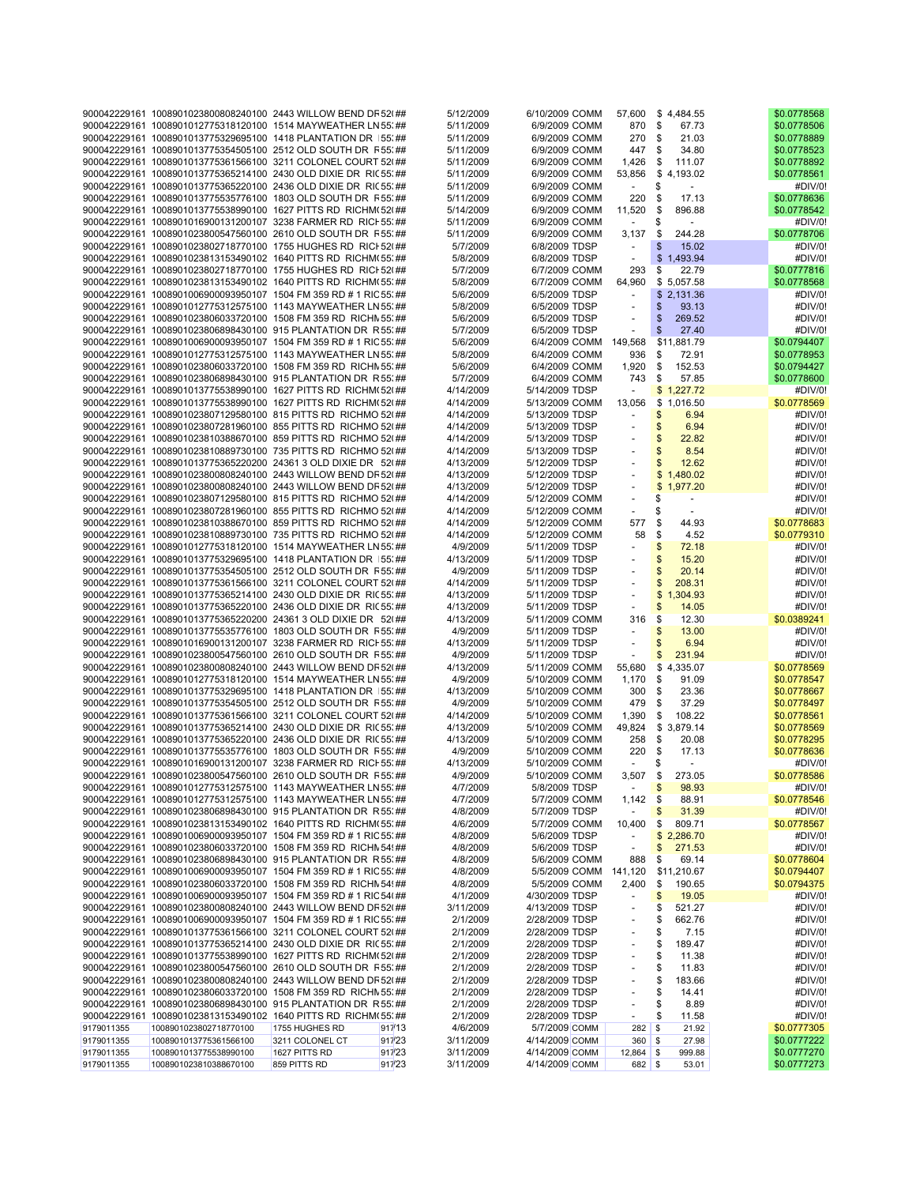| | | | | | | | | | |
|---|---|---|---|---|---|---|---|---|---|
| 900042229161 | 1008901023800808240100 | 2443 WILLOW BEND DR 52( | ## | 5/12/2009 | 6/10/2009 | COMM | 57,600 | $ 4,484.55 | $0.0778568 |
| 900042229161 | 1008901012775318120100 | 1514 MAYWEATHER LN 55: | ## | 5/11/2009 | 6/9/2009 | COMM | 870 | $ 67.73 | $0.0778506 |
| 900042229161 | 1008901013775329695100 | 1418 PLANTATION DR 55: | ## | 5/11/2009 | 6/9/2009 | COMM | 270 | $ 21.03 | $0.0778889 |
| 900042229161 | 1008901013775354505100 | 2512 OLD SOUTH DR F 55: | ## | 5/11/2009 | 6/9/2009 | COMM | 447 | $ 34.80 | $0.0778523 |
| 900042229161 | 1008901013775361566100 | 3211 COLONEL COURT 52( | ## | 5/11/2009 | 6/9/2009 | COMM | 1,426 | $ 111.07 | $0.0778892 |
| 900042229161 | 1008901013775365214100 | 2430 OLD DIXIE DR RIC 55: | ## | 5/11/2009 | 6/9/2009 | COMM | 53,856 | $ 4,193.02 | $0.0778561 |
| 900042229161 | 1008901013775365220100 | 2436 OLD DIXIE DR RIC 55: | ## | 5/11/2009 | 6/9/2009 | COMM | - | $ - | #DIV/0! |
| 900042229161 | 1008901013775535776100 | 1803 OLD SOUTH DR F 55: | ## | 5/11/2009 | 6/9/2009 | COMM | 220 | $ 17.13 | $0.0778636 |
| 900042229161 | 1008901013775538990100 | 1627 PITTS RD RICHM( 52( | ## | 5/14/2009 | 6/9/2009 | COMM | 11,520 | $ 896.88 | $0.0778542 |
| 900042229161 | 1008901016900131200107 | 3238 FARMER RD RICH 55: | ## | 5/11/2009 | 6/9/2009 | COMM | - | $ - | #DIV/0! |
| 900042229161 | 1008901023800547560100 | 2610 OLD SOUTH DR F 55: | ## | 5/11/2009 | 6/9/2009 | COMM | 3,137 | $ 244.28 | $0.0778706 |
| 900042229161 | 1008901023802718770100 | 1755 HUGHES RD RICH 52( | ## | 5/7/2009 | 6/8/2009 | TDSP | - | $ 15.02 | #DIV/0! |
| 900042229161 | 1008901023813153490102 | 1640 PITTS RD RICHM( 55: | ## | 5/8/2009 | 6/8/2009 | TDSP | - | $ 1,493.94 | #DIV/0! |
| 900042229161 | 1008901023802718770100 | 1755 HUGHES RD RICH 52( | ## | 5/7/2009 | 6/7/2009 | COMM | 293 | $ 22.79 | $0.0777816 |
| 900042229161 | 1008901023813153490102 | 1640 PITTS RD RICHM( 55: | ## | 5/8/2009 | 6/7/2009 | COMM | 64,960 | $ 5,057.58 | $0.0778568 |
| 900042229161 | 1008901006900093950107 | 1504 FM 359 RD # 1 RIC 55: | ## | 5/6/2009 | 6/5/2009 | TDSP | - | $ 2,131.36 | #DIV/0! |
| 900042229161 | 1008901012775312575100 | 1143 MAYWEATHER LN 55: | ## | 5/8/2009 | 6/5/2009 | TDSP | - | $ 93.13 | #DIV/0! |
| 900042229161 | 1008901023806033720100 | 1508 FM 359 RD RICH 55: | ## | 5/6/2009 | 6/5/2009 | TDSP | - | $ 269.52 | #DIV/0! |
| 900042229161 | 1008901023806898430100 | 915 PLANTATION DR F 55: | ## | 5/7/2009 | 6/5/2009 | TDSP | - | $ 27.40 | #DIV/0! |
| 900042229161 | 1008901006900093950107 | 1504 FM 359 RD # 1 RIC 55: | ## | 5/6/2009 | 6/4/2009 | COMM | 149,568 | $11,881.79 | $0.0794407 |
| 900042229161 | 1008901012775312575100 | 1143 MAYWEATHER LN 55: | ## | 5/8/2009 | 6/4/2009 | COMM | 936 | $ 72.91 | $0.0778953 |
| 900042229161 | 1008901023806033720100 | 1508 FM 359 RD RICH 55: | ## | 5/6/2009 | 6/4/2009 | COMM | 1,920 | $ 152.53 | $0.0794427 |
| 900042229161 | 1008901023806898430100 | 915 PLANTATION DR F 55: | ## | 5/7/2009 | 6/4/2009 | COMM | 743 | $ 57.85 | $0.0778600 |
| 900042229161 | 1008901013775538990100 | 1627 PITTS RD RICHM( 52( | ## | 4/14/2009 | 5/14/2009 | TDSP | - | $ 1,227.72 | #DIV/0! |
| 900042229161 | 1008901013775538990100 | 1627 PITTS RD RICHM( 52( | ## | 4/14/2009 | 5/13/2009 | COMM | 13,056 | $ 1,016.50 | $0.0778569 |
| 900042229161 | 1008901023807129580100 | 815 PITTS RD RICHMO 52( | ## | 4/14/2009 | 5/13/2009 | TDSP | - | $ 6.94 | #DIV/0! |
| 900042229161 | 1008901023807281960100 | 855 PITTS RD RICHMO 52( | ## | 4/14/2009 | 5/13/2009 | TDSP | - | $ 6.94 | #DIV/0! |
| 900042229161 | 1008901023810388670100 | 859 PITTS RD RICHMO 52( | ## | 4/14/2009 | 5/13/2009 | TDSP | - | $ 22.82 | #DIV/0! |
| 900042229161 | 1008901023810889730100 | 735 PITTS RD RICHMO 52( | ## | 4/14/2009 | 5/13/2009 | TDSP | - | $ 8.54 | #DIV/0! |
| 900042229161 | 1008901013775365220200 | 24361 3 OLD DIXIE DR 52( | ## | 4/13/2009 | 5/12/2009 | TDSP | - | $ 12.62 | #DIV/0! |
| 900042229161 | 1008901023800808240100 | 2443 WILLOW BEND DR 52( | ## | 4/13/2009 | 5/12/2009 | TDSP | - | $ 1,480.02 | #DIV/0! |
| 900042229161 | 1008901023800808240100 | 2443 WILLOW BEND DR 52( | ## | 4/13/2009 | 5/12/2009 | TDSP | - | $ 1,977.20 | #DIV/0! |
| 900042229161 | 1008901023807129580100 | 815 PITTS RD RICHMO 52( | ## | 4/14/2009 | 5/12/2009 | COMM | - | $ - | #DIV/0! |
| 900042229161 | 1008901023807281960100 | 855 PITTS RD RICHMO 52( | ## | 4/14/2009 | 5/12/2009 | COMM | - | $ - | #DIV/0! |
| 900042229161 | 1008901023810388670100 | 859 PITTS RD RICHMO 52( | ## | 4/14/2009 | 5/12/2009 | COMM | 577 | $ 44.93 | $0.0778683 |
| 900042229161 | 1008901023810889730100 | 735 PITTS RD RICHMO 52( | ## | 4/14/2009 | 5/12/2009 | COMM | 58 | $ 4.52 | $0.0779310 |
| 900042229161 | 1008901012775318120100 | 1514 MAYWEATHER LN 55: | ## | 4/9/2009 | 5/11/2009 | TDSP | - | $ 72.18 | #DIV/0! |
| 900042229161 | 1008901013775329695100 | 1418 PLANTATION DR 55: | ## | 4/13/2009 | 5/11/2009 | TDSP | - | $ 15.20 | #DIV/0! |
| 900042229161 | 1008901013775354505100 | 2512 OLD SOUTH DR F 55: | ## | 4/9/2009 | 5/11/2009 | TDSP | - | $ 20.14 | #DIV/0! |
| 900042229161 | 1008901013775361566100 | 3211 COLONEL COURT 52( | ## | 4/14/2009 | 5/11/2009 | TDSP | - | $ 208.31 | #DIV/0! |
| 900042229161 | 1008901013775365214100 | 2430 OLD DIXIE DR RIC 55: | ## | 4/13/2009 | 5/11/2009 | TDSP | - | $ 1,304.93 | #DIV/0! |
| 900042229161 | 1008901013775365220100 | 2436 OLD DIXIE DR RIC 55: | ## | 4/13/2009 | 5/11/2009 | TDSP | - | $ 14.05 | #DIV/0! |
| 900042229161 | 1008901013775365220200 | 24361 3 OLD DIXIE DR 52( | ## | 4/13/2009 | 5/11/2009 | COMM | 316 | $ 12.30 | $0.0389241 |
| 900042229161 | 1008901013775535776100 | 1803 OLD SOUTH DR F 55: | ## | 4/9/2009 | 5/11/2009 | TDSP | - | $ 13.00 | #DIV/0! |
| 900042229161 | 1008901016900131200107 | 3238 FARMER RD RICH 55: | ## | 4/13/2009 | 5/11/2009 | TDSP | - | $ 6.94 | #DIV/0! |
| 900042229161 | 1008901023800547560100 | 2610 OLD SOUTH DR F 55: | ## | 4/9/2009 | 5/11/2009 | TDSP | - | $ 231.94 | #DIV/0! |
| 900042229161 | 1008901023800808240100 | 2443 WILLOW BEND DR 52( | ## | 4/13/2009 | 5/11/2009 | COMM | 55,680 | $ 4,335.07 | $0.0778569 |
| 900042229161 | 1008901012775318120100 | 1514 MAYWEATHER LN 55: | ## | 4/9/2009 | 5/10/2009 | COMM | 1,170 | $ 91.09 | $0.0778547 |
| 900042229161 | 1008901013775329695100 | 1418 PLANTATION DR 55: | ## | 4/13/2009 | 5/10/2009 | COMM | 300 | $ 23.36 | $0.0778667 |
| 900042229161 | 1008901013775354505100 | 2512 OLD SOUTH DR F 55: | ## | 4/9/2009 | 5/10/2009 | COMM | 479 | $ 37.29 | $0.0778497 |
| 900042229161 | 1008901013775361566100 | 3211 COLONEL COURT 52( | ## | 4/14/2009 | 5/10/2009 | COMM | 1,390 | $ 108.22 | $0.0778561 |
| 900042229161 | 1008901013775365214100 | 2430 OLD DIXIE DR RIC 55: | ## | 4/13/2009 | 5/10/2009 | COMM | 49,824 | $ 3,879.14 | $0.0778569 |
| 900042229161 | 1008901013775365220100 | 2436 OLD DIXIE DR RIC 55: | ## | 4/13/2009 | 5/10/2009 | COMM | 258 | $ 20.08 | $0.0778295 |
| 900042229161 | 1008901013775535776100 | 1803 OLD SOUTH DR F 55: | ## | 4/9/2009 | 5/10/2009 | COMM | 220 | $ 17.13 | $0.0778636 |
| 900042229161 | 1008901016900131200107 | 3238 FARMER RD RICH 55: | ## | 4/13/2009 | 5/10/2009 | COMM | - | $ - | #DIV/0! |
| 900042229161 | 1008901023800547560100 | 2610 OLD SOUTH DR F 55: | ## | 4/9/2009 | 5/10/2009 | COMM | 3,507 | $ 273.05 | $0.0778586 |
| 900042229161 | 1008901012775312575100 | 1143 MAYWEATHER LN 55: | ## | 4/7/2009 | 5/8/2009 | TDSP | - | $ 98.93 | #DIV/0! |
| 900042229161 | 1008901012775312575100 | 1143 MAYWEATHER LN 55: | ## | 4/7/2009 | 5/7/2009 | COMM | 1,142 | $ 88.91 | $0.0778546 |
| 900042229161 | 1008901023806898430100 | 915 PLANTATION DR F 55: | ## | 4/8/2009 | 5/7/2009 | TDSP | - | $ 31.39 | #DIV/0! |
| 900042229161 | 1008901023813153490102 | 1640 PITTS RD RICHM( 55: | ## | 4/6/2009 | 5/7/2009 | COMM | 10,400 | $ 809.71 | $0.0778567 |
| 900042229161 | 1008901006900093950107 | 1504 FM 359 RD # 1 RIC 55: | ## | 4/8/2009 | 5/6/2009 | TDSP | - | $ 2,286.70 | #DIV/0! |
| 900042229161 | 1008901023806033720100 | 1508 FM 359 RD RICH 54! | ## | 4/8/2009 | 5/6/2009 | TDSP | - | $ 271.53 | #DIV/0! |
| 900042229161 | 1008901023806898430100 | 915 PLANTATION DR F 55: | ## | 4/8/2009 | 5/6/2009 | COMM | 888 | $ 69.14 | $0.0778604 |
| 900042229161 | 1008901006900093950107 | 1504 FM 359 RD # 1 RIC 55: | ## | 4/8/2009 | 5/5/2009 | COMM | 141,120 | $11,210.67 | $0.0794407 |
| 900042229161 | 1008901023806033720100 | 1508 FM 359 RD RICH 54! | ## | 4/8/2009 | 5/5/2009 | COMM | 2,400 | $ 190.65 | $0.0794375 |
| 900042229161 | 1008901006900093950107 | 1504 FM 359 RD # 1 RIC 54( | ## | 4/1/2009 | 4/30/2009 | TDSP | - | $ 19.05 | #DIV/0! |
| 900042229161 | 1008901023800808240100 | 2443 WILLOW BEND DR 52( | ## | 3/11/2009 | 4/13/2009 | TDSP | - | $ 521.27 | #DIV/0! |
| 900042229161 | 1008901006900093950107 | 1504 FM 359 RD # 1 RIC 55: | ## | 2/1/2009 | 2/28/2009 | TDSP | - | $ 662.76 | #DIV/0! |
| 900042229161 | 1008901013775361566100 | 3211 COLONEL COURT 52( | ## | 2/1/2009 | 2/28/2009 | TDSP | - | $ 7.15 | #DIV/0! |
| 900042229161 | 1008901013775365214100 | 2430 OLD DIXIE DR RIC 55: | ## | 2/1/2009 | 2/28/2009 | TDSP | - | $ 189.47 | #DIV/0! |
| 900042229161 | 1008901013775538990100 | 1627 PITTS RD RICHM( 52( | ## | 2/1/2009 | 2/28/2009 | TDSP | - | $ 11.38 | #DIV/0! |
| 900042229161 | 1008901023800547560100 | 2610 OLD SOUTH DR F 55: | ## | 2/1/2009 | 2/28/2009 | TDSP | - | $ 11.83 | #DIV/0! |
| 900042229161 | 1008901023800808240100 | 2443 WILLOW BEND DR 52( | ## | 2/1/2009 | 2/28/2009 | TDSP | - | $ 183.66 | #DIV/0! |
| 900042229161 | 1008901023806033720100 | 1508 FM 359 RD RICH 55: | ## | 2/1/2009 | 2/28/2009 | TDSP | - | $ 14.41 | #DIV/0! |
| 900042229161 | 1008901023806898430100 | 915 PLANTATION DR F 55: | ## | 2/1/2009 | 2/28/2009 | TDSP | - | $ 8.89 | #DIV/0! |
| 900042229161 | 1008901023813153490102 | 1640 PITTS RD RICHM( 55: | ## | 2/1/2009 | 2/28/2009 | TDSP | - | $ 11.58 | #DIV/0! |
| 9179011355 | 1008901023802718770100 | 1755 HUGHES RD | 917 13 | 4/6/2009 | 5/7/2009 | COMM | 282 | $ 21.92 | $0.0777305 |
| 9179011355 | 1008901013775361566100 | 3211 COLONEL CT | 917 23 | 3/11/2009 | 4/14/2009 | COMM | 360 | $ 27.98 | $0.0777222 |
| 9179011355 | 1008901013775538990100 | 1627 PITTS RD | 917 23 | 3/11/2009 | 4/14/2009 | COMM | 12,864 | $ 999.88 | $0.0777270 |
| 9179011355 | 1008901023810388670100 | 859 PITTS RD | 917 23 | 3/11/2009 | 4/14/2009 | COMM | 682 | $ 53.01 | $0.0777273 |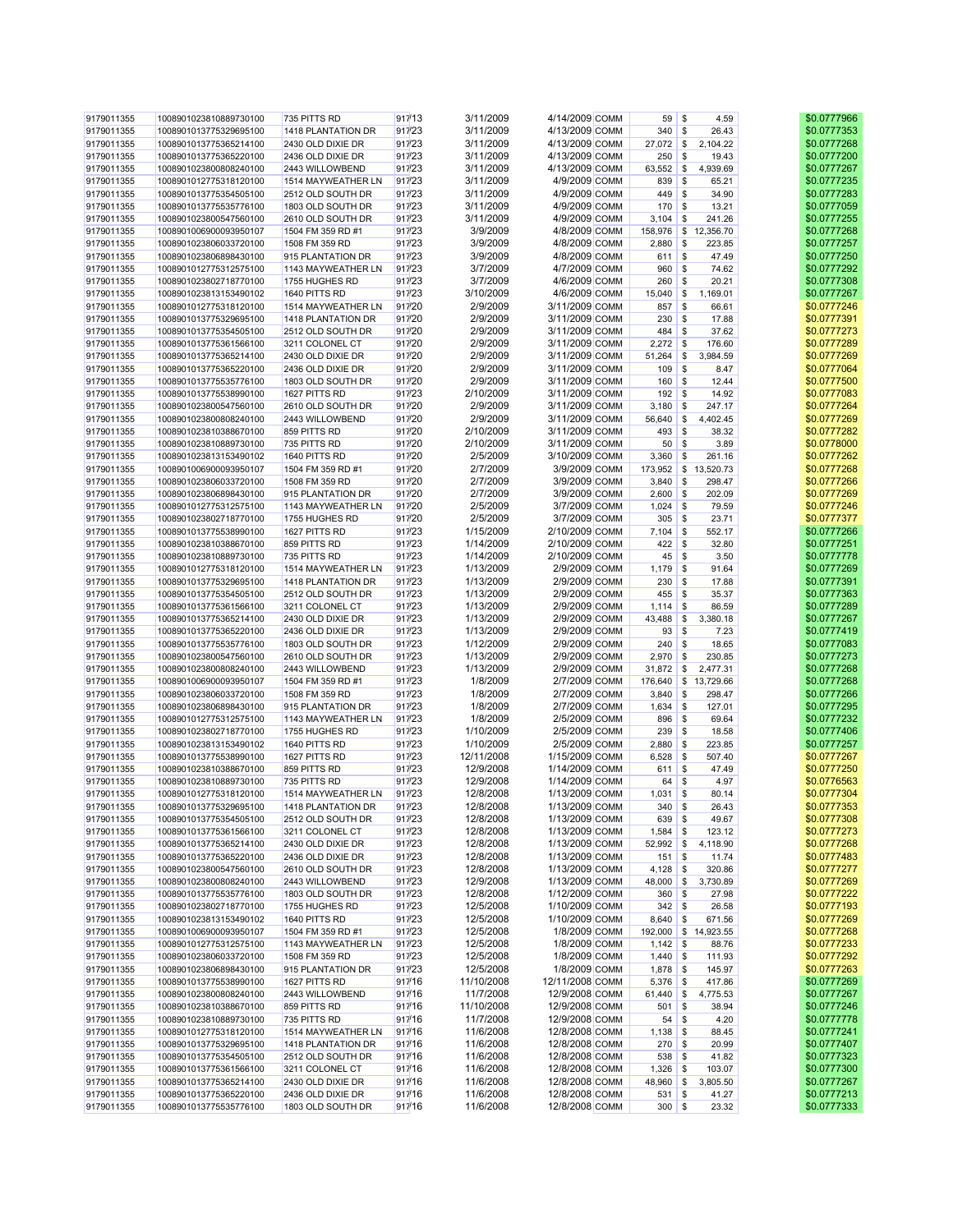| | | | | | | | | | |
|---|---|---|---|---|---|---|---|---|---|
| 9179011355 | 1008901023810889730100 | 735 PITTS RD | 917/13 | 3/11/2009 | 4/14/2009 | COMM | 59 | $ 4.59 | $0.0777966 |
| 9179011355 | 1008901013775329695100 | 1418 PLANTATION DR | 917/23 | 3/11/2009 | 4/13/2009 | COMM | 340 | $ 26.43 | $0.0777353 |
| 9179011355 | 1008901013775365214100 | 2430 OLD DIXIE DR | 917/23 | 3/11/2009 | 4/13/2009 | COMM | 27,072 | $ 2,104.22 | $0.0777268 |
| 9179011355 | 1008901013775365220100 | 2436 OLD DIXIE DR | 917/23 | 3/11/2009 | 4/13/2009 | COMM | 250 | $ 19.43 | $0.0777200 |
| 9179011355 | 1008901023800808240100 | 2443 WILLOWBEND | 917/23 | 3/11/2009 | 4/13/2009 | COMM | 63,552 | $ 4,939.69 | $0.0777267 |
| 9179011355 | 1008901012775318120100 | 1514 MAYWEATHER LN | 917/23 | 3/11/2009 | 4/9/2009 | COMM | 839 | $ 65.21 | $0.0777235 |
| 9179011355 | 1008901013775354505100 | 2512 OLD SOUTH DR | 917/23 | 3/11/2009 | 4/9/2009 | COMM | 449 | $ 34.90 | $0.0777283 |
| 9179011355 | 1008901013775535776100 | 1803 OLD SOUTH DR | 917/23 | 3/11/2009 | 4/9/2009 | COMM | 170 | $ 13.21 | $0.0777059 |
| 9179011355 | 1008901023800547560100 | 2610 OLD SOUTH DR | 917/23 | 3/11/2009 | 4/9/2009 | COMM | 3,104 | $ 241.26 | $0.0777255 |
| 9179011355 | 1008901006900093950107 | 1504 FM 359 RD #1 | 917/23 | 3/9/2009 | 4/8/2009 | COMM | 158,976 | $ 12,356.70 | $0.0777268 |
| 9179011355 | 1008901023806033720100 | 1508 FM 359 RD | 917/23 | 3/9/2009 | 4/8/2009 | COMM | 2,880 | $ 223.85 | $0.0777257 |
| 9179011355 | 1008901023806898430100 | 915 PLANTATION DR | 917/23 | 3/9/2009 | 4/8/2009 | COMM | 611 | $ 47.49 | $0.0777250 |
| 9179011355 | 1008901012775312575100 | 1143 MAYWEATHER LN | 917/23 | 3/7/2009 | 4/7/2009 | COMM | 960 | $ 74.62 | $0.0777292 |
| 9179011355 | 1008901023802718770100 | 1755 HUGHES RD | 917/23 | 3/7/2009 | 4/6/2009 | COMM | 260 | $ 20.21 | $0.0777308 |
| 9179011355 | 1008901023813153490102 | 1640 PITTS RD | 917/23 | 3/10/2009 | 4/6/2009 | COMM | 15,040 | $ 1,169.01 | $0.0777267 |
| 9179011355 | 1008901012775318120100 | 1514 MAYWEATHER LN | 917/20 | 2/9/2009 | 3/11/2009 | COMM | 857 | $ 66.61 | $0.0777246 |
| 9179011355 | 1008901013775329695100 | 1418 PLANTATION DR | 917/20 | 2/9/2009 | 3/11/2009 | COMM | 230 | $ 17.88 | $0.0777391 |
| 9179011355 | 1008901013775354505100 | 2512 OLD SOUTH DR | 917/20 | 2/9/2009 | 3/11/2009 | COMM | 484 | $ 37.62 | $0.0777273 |
| 9179011355 | 1008901013775361566100 | 3211 COLONEL CT | 917/20 | 2/9/2009 | 3/11/2009 | COMM | 2,272 | $ 176.60 | $0.0777289 |
| 9179011355 | 1008901013775365214100 | 2430 OLD DIXIE DR | 917/20 | 2/9/2009 | 3/11/2009 | COMM | 51,264 | $ 3,984.59 | $0.0777269 |
| 9179011355 | 1008901013775365220100 | 2436 OLD DIXIE DR | 917/20 | 2/9/2009 | 3/11/2009 | COMM | 109 | $ 8.47 | $0.0777064 |
| 9179011355 | 1008901013775535776100 | 1803 OLD SOUTH DR | 917/20 | 2/9/2009 | 3/11/2009 | COMM | 160 | $ 12.44 | $0.0777500 |
| 9179011355 | 1008901013775538990100 | 1627 PITTS RD | 917/23 | 2/10/2009 | 3/11/2009 | COMM | 192 | $ 14.92 | $0.0777083 |
| 9179011355 | 1008901023800547560100 | 2610 OLD SOUTH DR | 917/20 | 2/9/2009 | 3/11/2009 | COMM | 3,180 | $ 247.17 | $0.0777264 |
| 9179011355 | 1008901023800808240100 | 2443 WILLOWBEND | 917/20 | 2/9/2009 | 3/11/2009 | COMM | 56,640 | $ 4,402.45 | $0.0777269 |
| 9179011355 | 1008901023810388670100 | 859 PITTS RD | 917/20 | 2/10/2009 | 3/11/2009 | COMM | 493 | $ 38.32 | $0.0777282 |
| 9179011355 | 1008901023810889730100 | 735 PITTS RD | 917/20 | 2/10/2009 | 3/11/2009 | COMM | 50 | $ 3.89 | $0.0778000 |
| 9179011355 | 1008901023813153490102 | 1640 PITTS RD | 917/20 | 2/5/2009 | 3/10/2009 | COMM | 3,360 | $ 261.16 | $0.0777262 |
| 9179011355 | 1008901006900093950107 | 1504 FM 359 RD #1 | 917/20 | 2/7/2009 | 3/9/2009 | COMM | 173,952 | $ 13,520.73 | $0.0777268 |
| 9179011355 | 1008901023806033720100 | 1508 FM 359 RD | 917/20 | 2/7/2009 | 3/9/2009 | COMM | 3,840 | $ 298.47 | $0.0777266 |
| 9179011355 | 1008901023806898430100 | 915 PLANTATION DR | 917/20 | 2/7/2009 | 3/9/2009 | COMM | 2,600 | $ 202.09 | $0.0777269 |
| 9179011355 | 1008901012775312575100 | 1143 MAYWEATHER LN | 917/20 | 2/5/2009 | 3/7/2009 | COMM | 1,024 | $ 79.59 | $0.0777246 |
| 9179011355 | 1008901023802718770100 | 1755 HUGHES RD | 917/20 | 2/5/2009 | 3/7/2009 | COMM | 305 | $ 23.71 | $0.0777377 |
| 9179011355 | 1008901013775538990100 | 1627 PITTS RD | 917/23 | 1/15/2009 | 2/10/2009 | COMM | 7,104 | $ 552.17 | $0.0777266 |
| 9179011355 | 1008901023810388670100 | 859 PITTS RD | 917/23 | 1/14/2009 | 2/10/2009 | COMM | 422 | $ 32.80 | $0.0777251 |
| 9179011355 | 1008901023810889730100 | 735 PITTS RD | 917/23 | 1/14/2009 | 2/10/2009 | COMM | 45 | $ 3.50 | $0.0777778 |
| 9179011355 | 1008901012775318120100 | 1514 MAYWEATHER LN | 917/23 | 1/13/2009 | 2/9/2009 | COMM | 1,179 | $ 91.64 | $0.0777269 |
| 9179011355 | 1008901013775329695100 | 1418 PLANTATION DR | 917/23 | 1/13/2009 | 2/9/2009 | COMM | 230 | $ 17.88 | $0.0777391 |
| 9179011355 | 1008901013775354505100 | 2512 OLD SOUTH DR | 917/23 | 1/13/2009 | 2/9/2009 | COMM | 455 | $ 35.37 | $0.0777363 |
| 9179011355 | 1008901013775361566100 | 3211 COLONEL CT | 917/23 | 1/13/2009 | 2/9/2009 | COMM | 1,114 | $ 86.59 | $0.0777289 |
| 9179011355 | 1008901013775365214100 | 2430 OLD DIXIE DR | 917/23 | 1/13/2009 | 2/9/2009 | COMM | 43,488 | $ 3,380.18 | $0.0777267 |
| 9179011355 | 1008901013775365220100 | 2436 OLD DIXIE DR | 917/23 | 1/13/2009 | 2/9/2009 | COMM | 93 | $ 7.23 | $0.0777419 |
| 9179011355 | 1008901013775535776100 | 1803 OLD SOUTH DR | 917/23 | 1/12/2009 | 2/9/2009 | COMM | 240 | $ 18.65 | $0.0777083 |
| 9179011355 | 1008901023800547560100 | 2610 OLD SOUTH DR | 917/23 | 1/13/2009 | 2/9/2009 | COMM | 2,970 | $ 230.85 | $0.0777273 |
| 9179011355 | 1008901023800808240100 | 2443 WILLOWBEND | 917/23 | 1/13/2009 | 2/9/2009 | COMM | 31,872 | $ 2,477.31 | $0.0777268 |
| 9179011355 | 1008901006900093950107 | 1504 FM 359 RD #1 | 917/23 | 1/8/2009 | 2/7/2009 | COMM | 176,640 | $ 13,729.66 | $0.0777268 |
| 9179011355 | 1008901023806033720100 | 1508 FM 359 RD | 917/23 | 1/8/2009 | 2/7/2009 | COMM | 3,840 | $ 298.47 | $0.0777266 |
| 9179011355 | 1008901023806898430100 | 915 PLANTATION DR | 917/23 | 1/8/2009 | 2/7/2009 | COMM | 1,634 | $ 127.01 | $0.0777295 |
| 9179011355 | 1008901012775312575100 | 1143 MAYWEATHER LN | 917/23 | 1/8/2009 | 2/5/2009 | COMM | 896 | $ 69.64 | $0.0777232 |
| 9179011355 | 1008901023802718770100 | 1755 HUGHES RD | 917/23 | 1/10/2009 | 2/5/2009 | COMM | 239 | $ 18.58 | $0.0777406 |
| 9179011355 | 1008901023813153490102 | 1640 PITTS RD | 917/23 | 1/10/2009 | 2/5/2009 | COMM | 2,880 | $ 223.85 | $0.0777257 |
| 9179011355 | 1008901013775538990100 | 1627 PITTS RD | 917/23 | 12/11/2008 | 1/15/2009 | COMM | 6,528 | $ 507.40 | $0.0777267 |
| 9179011355 | 1008901023810388670100 | 859 PITTS RD | 917/23 | 12/9/2008 | 1/14/2009 | COMM | 611 | $ 47.49 | $0.0777250 |
| 9179011355 | 1008901023810889730100 | 735 PITTS RD | 917/23 | 12/9/2008 | 1/14/2009 | COMM | 64 | $ 4.97 | $0.0776563 |
| 9179011355 | 1008901012775318120100 | 1514 MAYWEATHER LN | 917/23 | 12/8/2008 | 1/13/2009 | COMM | 1,031 | $ 80.14 | $0.0777304 |
| 9179011355 | 1008901013775329695100 | 1418 PLANTATION DR | 917/23 | 12/8/2008 | 1/13/2009 | COMM | 340 | $ 26.43 | $0.0777353 |
| 9179011355 | 1008901013775354505100 | 2512 OLD SOUTH DR | 917/23 | 12/8/2008 | 1/13/2009 | COMM | 639 | $ 49.67 | $0.0777308 |
| 9179011355 | 1008901013775361566100 | 3211 COLONEL CT | 917/23 | 12/8/2008 | 1/13/2009 | COMM | 1,584 | $ 123.12 | $0.0777273 |
| 9179011355 | 1008901013775365214100 | 2430 OLD DIXIE DR | 917/23 | 12/8/2008 | 1/13/2009 | COMM | 52,992 | $ 4,118.90 | $0.0777268 |
| 9179011355 | 1008901013775365220100 | 2436 OLD DIXIE DR | 917/23 | 12/8/2008 | 1/13/2009 | COMM | 151 | $ 11.74 | $0.0777483 |
| 9179011355 | 1008901023800547560100 | 2610 OLD SOUTH DR | 917/23 | 12/8/2008 | 1/13/2009 | COMM | 4,128 | $ 320.86 | $0.0777277 |
| 9179011355 | 1008901023800808240100 | 2443 WILLOWBEND | 917/23 | 12/9/2008 | 1/13/2009 | COMM | 48,000 | $ 3,730.89 | $0.0777269 |
| 9179011355 | 1008901013775535776100 | 1803 OLD SOUTH DR | 917/23 | 12/8/2008 | 1/12/2009 | COMM | 360 | $ 27.98 | $0.0777222 |
| 9179011355 | 1008901023802718770100 | 1755 HUGHES RD | 917/23 | 12/5/2008 | 1/10/2009 | COMM | 342 | $ 26.58 | $0.0777193 |
| 9179011355 | 1008901023813153490102 | 1640 PITTS RD | 917/23 | 12/5/2008 | 1/10/2009 | COMM | 8,640 | $ 671.56 | $0.0777269 |
| 9179011355 | 1008901006900093950107 | 1504 FM 359 RD #1 | 917/23 | 12/5/2008 | 1/8/2009 | COMM | 192,000 | $ 14,923.55 | $0.0777268 |
| 9179011355 | 1008901012775312575100 | 1143 MAYWEATHER LN | 917/23 | 12/5/2008 | 1/8/2009 | COMM | 1,142 | $ 88.76 | $0.0777233 |
| 9179011355 | 1008901023806033720100 | 1508 FM 359 RD | 917/23 | 12/5/2008 | 1/8/2009 | COMM | 1,440 | $ 111.93 | $0.0777292 |
| 9179011355 | 1008901023806898430100 | 915 PLANTATION DR | 917/23 | 12/5/2008 | 1/8/2009 | COMM | 1,878 | $ 145.97 | $0.0777263 |
| 9179011355 | 1008901013775538990100 | 1627 PITTS RD | 917/16 | 11/10/2008 | 12/11/2008 | COMM | 5,376 | $ 417.86 | $0.0777269 |
| 9179011355 | 1008901023800808240100 | 2443 WILLOWBEND | 917/16 | 11/7/2008 | 12/9/2008 | COMM | 61,440 | $ 4,775.53 | $0.0777267 |
| 9179011355 | 1008901023810388670100 | 859 PITTS RD | 917/16 | 11/10/2008 | 12/9/2008 | COMM | 501 | $ 38.94 | $0.0777246 |
| 9179011355 | 1008901023810889730100 | 735 PITTS RD | 917/16 | 11/7/2008 | 12/9/2008 | COMM | 54 | $ 4.20 | $0.0777778 |
| 9179011355 | 1008901012775318120100 | 1514 MAYWEATHER LN | 917/16 | 11/6/2008 | 12/8/2008 | COMM | 1,138 | $ 88.45 | $0.0777241 |
| 9179011355 | 1008901013775329695100 | 1418 PLANTATION DR | 917/16 | 11/6/2008 | 12/8/2008 | COMM | 270 | $ 20.99 | $0.0777407 |
| 9179011355 | 1008901013775354505100 | 2512 OLD SOUTH DR | 917/16 | 11/6/2008 | 12/8/2008 | COMM | 538 | $ 41.82 | $0.0777323 |
| 9179011355 | 1008901013775361566100 | 3211 COLONEL CT | 917/16 | 11/6/2008 | 12/8/2008 | COMM | 1,326 | $ 103.07 | $0.0777300 |
| 9179011355 | 1008901013775365214100 | 2430 OLD DIXIE DR | 917/16 | 11/6/2008 | 12/8/2008 | COMM | 48,960 | $ 3,805.50 | $0.0777267 |
| 9179011355 | 1008901013775365220100 | 2436 OLD DIXIE DR | 917/16 | 11/6/2008 | 12/8/2008 | COMM | 531 | $ 41.27 | $0.0777213 |
| 9179011355 | 1008901013775535776100 | 1803 OLD SOUTH DR | 917/16 | 11/6/2008 | 12/8/2008 | COMM | 300 | $ 23.32 | $0.0777333 |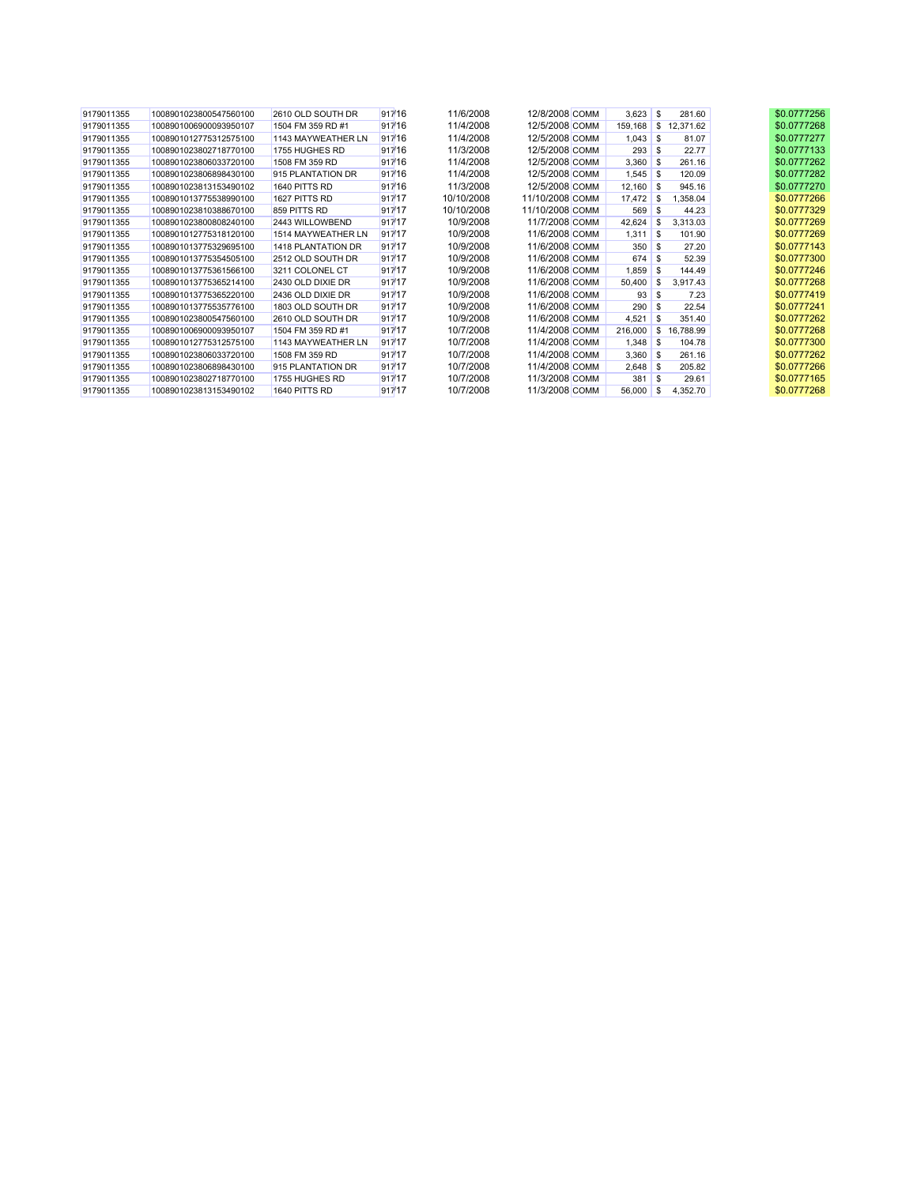| | | | | | | | | | |
|---|---|---|---|---|---|---|---|---|---|
| 9179011355 | 1008901023800547560100 | 2610 OLD SOUTH DR | 917 | 16 | 11/6/2008 | 12/8/2008 | COMM | 3,623 | $ 281.60 | $0.0777256 |
| 9179011355 | 1008901006900093950107 | 1504 FM 359 RD #1 | 917 | 16 | 11/4/2008 | 12/5/2008 | COMM | 159,168 | $ 12,371.62 | $0.0777268 |
| 9179011355 | 1008901012775312575100 | 1143 MAYWEATHER LN | 917 | 16 | 11/4/2008 | 12/5/2008 | COMM | 1,043 | $ 81.07 | $0.0777277 |
| 9179011355 | 1008901023802718770100 | 1755 HUGHES RD | 917 | 16 | 11/3/2008 | 12/5/2008 | COMM | 293 | $ 22.77 | $0.0777133 |
| 9179011355 | 1008901023806033720100 | 1508 FM 359 RD | 917 | 16 | 11/4/2008 | 12/5/2008 | COMM | 3,360 | $ 261.16 | $0.0777262 |
| 9179011355 | 1008901023806898430100 | 915 PLANTATION DR | 917 | 16 | 11/4/2008 | 12/5/2008 | COMM | 1,545 | $ 120.09 | $0.0777282 |
| 9179011355 | 1008901023813153490102 | 1640 PITTS RD | 917 | 16 | 11/3/2008 | 12/5/2008 | COMM | 12,160 | $ 945.16 | $0.0777270 |
| 9179011355 | 1008901013775538990100 | 1627 PITTS RD | 917 | 17 | 10/10/2008 | 11/10/2008 | COMM | 17,472 | $ 1,358.04 | $0.0777266 |
| 9179011355 | 1008901023810388670100 | 859 PITTS RD | 917 | 17 | 10/10/2008 | 11/10/2008 | COMM | 569 | $ 44.23 | $0.0777329 |
| 9179011355 | 1008901023800808240100 | 2443 WILLOWBEND | 917 | 17 | 10/9/2008 | 11/7/2008 | COMM | 42,624 | $ 3,313.03 | $0.0777269 |
| 9179011355 | 1008901012775318120100 | 1514 MAYWEATHER LN | 917 | 17 | 10/9/2008 | 11/6/2008 | COMM | 1,311 | $ 101.90 | $0.0777269 |
| 9179011355 | 1008901013775329695100 | 1418 PLANTATION DR | 917 | 17 | 10/9/2008 | 11/6/2008 | COMM | 350 | $ 27.20 | $0.0777143 |
| 9179011355 | 1008901013775354505100 | 2512 OLD SOUTH DR | 917 | 17 | 10/9/2008 | 11/6/2008 | COMM | 674 | $ 52.39 | $0.0777300 |
| 9179011355 | 1008901013775361566100 | 3211 COLONEL CT | 917 | 17 | 10/9/2008 | 11/6/2008 | COMM | 1,859 | $ 144.49 | $0.0777246 |
| 9179011355 | 1008901013775365214100 | 2430 OLD DIXIE DR | 917 | 17 | 10/9/2008 | 11/6/2008 | COMM | 50,400 | $ 3,917.43 | $0.0777268 |
| 9179011355 | 1008901013775365220100 | 2436 OLD DIXIE DR | 917 | 17 | 10/9/2008 | 11/6/2008 | COMM | 93 | $ 7.23 | $0.0777419 |
| 9179011355 | 1008901013775535776100 | 1803 OLD SOUTH DR | 917 | 17 | 10/9/2008 | 11/6/2008 | COMM | 290 | $ 22.54 | $0.0777241 |
| 9179011355 | 1008901023800547560100 | 2610 OLD SOUTH DR | 917 | 17 | 10/9/2008 | 11/6/2008 | COMM | 4,521 | $ 351.40 | $0.0777262 |
| 9179011355 | 1008901006900093950107 | 1504 FM 359 RD #1 | 917 | 17 | 10/7/2008 | 11/4/2008 | COMM | 216,000 | $ 16,788.99 | $0.0777268 |
| 9179011355 | 1008901012775312575100 | 1143 MAYWEATHER LN | 917 | 17 | 10/7/2008 | 11/4/2008 | COMM | 1,348 | $ 104.78 | $0.0777300 |
| 9179011355 | 1008901023806033720100 | 1508 FM 359 RD | 917 | 17 | 10/7/2008 | 11/4/2008 | COMM | 3,360 | $ 261.16 | $0.0777262 |
| 9179011355 | 1008901023806898430100 | 915 PLANTATION DR | 917 | 17 | 10/7/2008 | 11/4/2008 | COMM | 2,648 | $ 205.82 | $0.0777266 |
| 9179011355 | 1008901023802718770100 | 1755 HUGHES RD | 917 | 17 | 10/7/2008 | 11/3/2008 | COMM | 381 | $ 29.61 | $0.0777165 |
| 9179011355 | 1008901023813153490102 | 1640 PITTS RD | 917 | 17 | 10/7/2008 | 11/3/2008 | COMM | 56,000 | $ 4,352.70 | $0.0777268 |